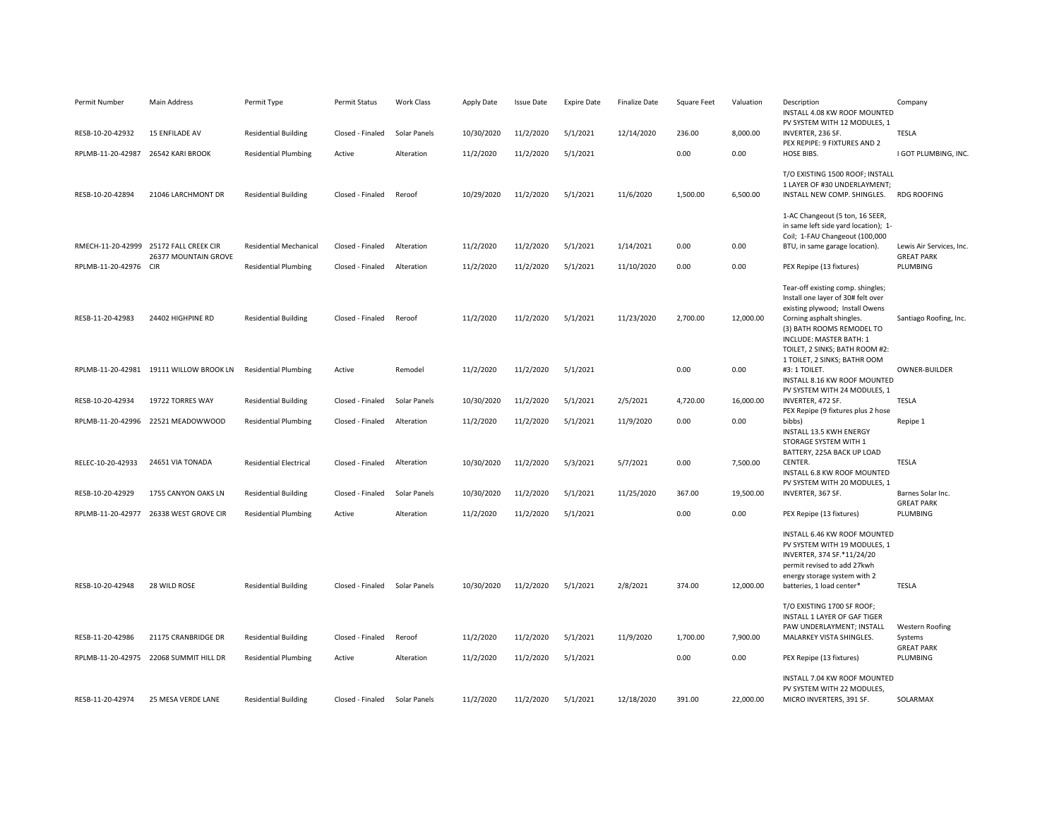| Permit Number | Main Address | Permit Type | Permit Status | Work Class | Apply Date | Issue Date | Expire Date | Finalize Date | Square Feet | Valuation | Description | Company |
|---|---|---|---|---|---|---|---|---|---|---|---|---|
| RESB-10-20-42932 | 15 ENFILADE AV | Residential Building | Closed - Finaled | Solar Panels | 10/30/2020 | 11/2/2020 | 5/1/2021 | 12/14/2020 | 236.00 | 8,000.00 | INSTALL 4.08 KW ROOF MOUNTED PV SYSTEM WITH 12 MODULES, 1 INVERTER, 236 SF. | TESLA |
| RPLMB-11-20-42987 | 26542 KARI BROOK | Residential Plumbing | Active | Alteration | 11/2/2020 | 11/2/2020 | 5/1/2021 | | 0.00 | 0.00 | PEX REPIPE: 9 FIXTURES AND 2 HOSE BIBS. | I GOT PLUMBING, INC. |
| RESB-10-20-42894 | 21046 LARCHMONT DR | Residential Building | Closed - Finaled | Reroof | 10/29/2020 | 11/2/2020 | 5/1/2021 | 11/6/2020 | 1,500.00 | 6,500.00 | T/O EXISTING 1500 ROOF; INSTALL 1 LAYER OF #30 UNDERLAYMENT; INSTALL NEW COMP. SHINGLES. | RDG ROOFING |
| RMECH-11-20-42999 | 25172 FALL CREEK CIR | Residential Mechanical | Closed - Finaled | Alteration | 11/2/2020 | 11/2/2020 | 5/1/2021 | 1/14/2021 | 0.00 | 0.00 | 1-AC Changeout (5 ton, 16 SEER, in same left side yard location); 1-Coil; 1-FAU Changeout (100,000 BTU, in same garage location). | Lewis Air Services, Inc. |
| RPLMB-11-20-42976 | 26377 MOUNTAIN GROVE CIR | Residential Plumbing | Closed - Finaled | Alteration | 11/2/2020 | 11/2/2020 | 5/1/2021 | 11/10/2020 | 0.00 | 0.00 | PEX Repipe (13 fixtures) | GREAT PARK PLUMBING |
| RESB-11-20-42983 | 24402 HIGHPINE RD | Residential Building | Closed - Finaled | Reroof | 11/2/2020 | 11/2/2020 | 5/1/2021 | 11/23/2020 | 2,700.00 | 12,000.00 | Tear-off existing comp. shingles; Install one layer of 30# felt over existing plywood; Install Owens Corning asphalt shingles. | Santiago Roofing, Inc. |
| RPLMB-11-20-42981 | 19111 WILLOW BROOK LN | Residential Plumbing | Active | Remodel | 11/2/2020 | 11/2/2020 | 5/1/2021 | | 0.00 | 0.00 | (3) BATH ROOMS REMODEL TO INCLUDE: MASTER BATH: 1 TOILET, 2 SINKS; BATH ROOM #2: 1 TOILET, 2 SINKS; BATHR OOM #3: 1 TOILET. | OWNER-BUILDER |
| RESB-10-20-42934 | 19722 TORRES WAY | Residential Building | Closed - Finaled | Solar Panels | 10/30/2020 | 11/2/2020 | 5/1/2021 | 2/5/2021 | 4,720.00 | 16,000.00 | INSTALL 8.16 KW ROOF MOUNTED PV SYSTEM WITH 24 MODULES, 1 INVERTER, 472 SF. | TESLA |
| RPLMB-11-20-42996 | 22521 MEADOWWOOD | Residential Plumbing | Closed - Finaled | Alteration | 11/2/2020 | 11/2/2020 | 5/1/2021 | 11/9/2020 | 0.00 | 0.00 | PEX Repipe (9 fixtures plus 2 hose bibbs) | Repipe 1 |
| RELEC-10-20-42933 | 24651 VIA TONADA | Residential Electrical | Closed - Finaled | Alteration | 10/30/2020 | 11/2/2020 | 5/3/2021 | 5/7/2021 | 0.00 | 7,500.00 | INSTALL 13.5 KWH ENERGY STORAGE SYSTEM WITH 1 BATTERY, 225A BACK UP LOAD CENTER. | TESLA |
| RESB-10-20-42929 | 1755 CANYON OAKS LN | Residential Building | Closed - Finaled | Solar Panels | 10/30/2020 | 11/2/2020 | 5/1/2021 | 11/25/2020 | 367.00 | 19,500.00 | INSTALL 6.8 KW ROOF MOUNTED PV SYSTEM WITH 20 MODULES, 1 INVERTER, 367 SF. | Barnes Solar Inc. |
| RPLMB-11-20-42977 | 26338 WEST GROVE CIR | Residential Plumbing | Active | Alteration | 11/2/2020 | 11/2/2020 | 5/1/2021 | | 0.00 | 0.00 | PEX Repipe (13 fixtures) | GREAT PARK PLUMBING |
| RESB-10-20-42948 | 28 WILD ROSE | Residential Building | Closed - Finaled | Solar Panels | 10/30/2020 | 11/2/2020 | 5/1/2021 | 2/8/2021 | 374.00 | 12,000.00 | INSTALL 6.46 KW ROOF MOUNTED PV SYSTEM WITH 19 MODULES, 1 INVERTER, 374 SF.*11/24/20 permit revised to add 27kwh energy storage system with 2 batteries, 1 load center* | TESLA |
| RESB-11-20-42986 | 21175 CRANBRIDGE DR | Residential Building | Closed - Finaled | Reroof | 11/2/2020 | 11/2/2020 | 5/1/2021 | 11/9/2020 | 1,700.00 | 7,900.00 | T/O EXISTING 1700 SF ROOF; INSTALL 1 LAYER OF GAF TIGER PAW UNDERLAYMENT; INSTALL MALARKEY VISTA SHINGLES. | Western Roofing Systems |
| RPLMB-11-20-42975 | 22068 SUMMIT HILL DR | Residential Plumbing | Active | Alteration | 11/2/2020 | 11/2/2020 | 5/1/2021 | | 0.00 | 0.00 | PEX Repipe (13 fixtures) | GREAT PARK PLUMBING |
| RESB-11-20-42974 | 25 MESA VERDE LANE | Residential Building | Closed - Finaled | Solar Panels | 11/2/2020 | 11/2/2020 | 5/1/2021 | 12/18/2020 | 391.00 | 22,000.00 | INSTALL 7.04 KW ROOF MOUNTED PV SYSTEM WITH 22 MODULES, MICRO INVERTERS, 391 SF. | SOLARMAX |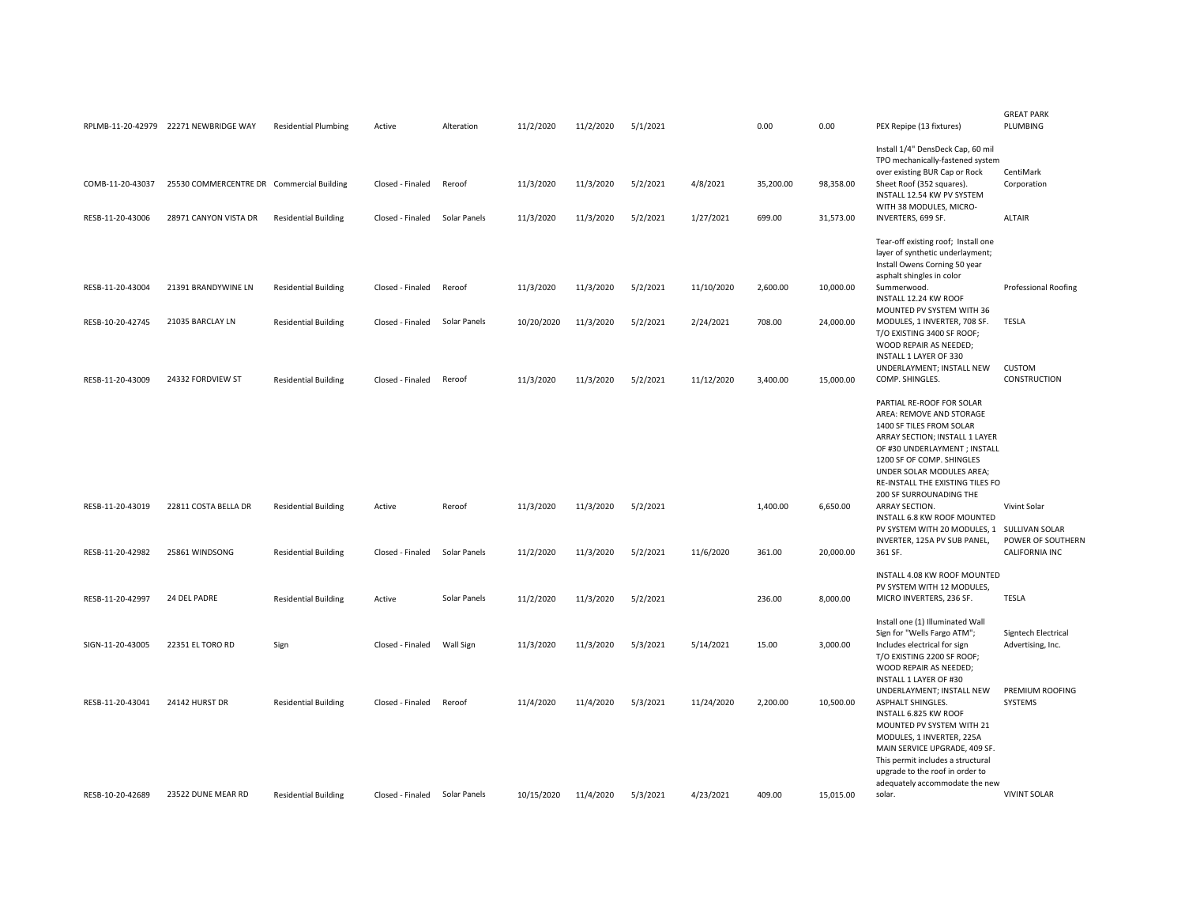| | | | | | | | | | | | | |
|---|---|---|---|---|---|---|---|---|---|---|---|---|
| RPLMB-11-20-42979 | 22271 NEWBRIDGE WAY | Residential Plumbing | Active | Alteration | 11/2/2020 | 11/2/2020 | 5/1/2021 | | 0.00 | 0.00 | PEX Repipe (13 fixtures) | GREAT PARK PLUMBING |
| COMB-11-20-43037 | 25530 COMMERCENTRE DR | Commercial Building | Closed - Finaled | Reroof | 11/3/2020 | 11/3/2020 | 5/2/2021 | 4/8/2021 | 35,200.00 | 98,358.00 | Install 1/4" DensDeck Cap, 60 mil TPO mechanically-fastened system over existing BUR Cap or Rock Sheet Roof (352 squares). | CentiMark Corporation |
| RESB-11-20-43006 | 28971 CANYON VISTA DR | Residential Building | Closed - Finaled | Solar Panels | 11/3/2020 | 11/3/2020 | 5/2/2021 | 1/27/2021 | 699.00 | 31,573.00 | INSTALL 12.54 KW PV SYSTEM WITH 38 MODULES, MICRO-INVERTERS, 699 SF. | ALTAIR |
| RESB-11-20-43004 | 21391 BRANDYWINE LN | Residential Building | Closed - Finaled | Reroof | 11/3/2020 | 11/3/2020 | 5/2/2021 | 11/10/2020 | 2,600.00 | 10,000.00 | Tear-off existing roof; Install one layer of synthetic underlayment; Install Owens Corning 50 year asphalt shingles in color Summerwood. | Professional Roofing |
| RESB-10-20-42745 | 21035 BARCLAY LN | Residential Building | Closed - Finaled | Solar Panels | 10/20/2020 | 11/3/2020 | 5/2/2021 | 2/24/2021 | 708.00 | 24,000.00 | INSTALL 12.24 KW ROOF MOUNTED PV SYSTEM WITH 36 MODULES, 1 INVERTER, 708 SF. | TESLA |
| RESB-11-20-43009 | 24332 FORDVIEW ST | Residential Building | Closed - Finaled | Reroof | 11/3/2020 | 11/3/2020 | 5/2/2021 | 11/12/2020 | 3,400.00 | 15,000.00 | T/O EXISTING 3400 SF ROOF; WOOD REPAIR AS NEEDED; INSTALL 1 LAYER OF 330 UNDERLAYMENT; INSTALL NEW COMP. SHINGLES. | CUSTOM CONSTRUCTION |
| RESB-11-20-43019 | 22811 COSTA BELLA DR | Residential Building | Active | Reroof | 11/3/2020 | 11/3/2020 | 5/2/2021 | | 1,400.00 | 6,650.00 | PARTIAL RE-ROOF FOR SOLAR AREA: REMOVE AND STORAGE 1400 SF TILES FROM SOLAR ARRAY SECTION; INSTALL 1 LAYER OF #30 UNDERLAYMENT ; INSTALL 1200 SF OF COMP. SHINGLES UNDER SOLAR MODULES AREA; RE-INSTALL THE EXISTING TILES FO 200 SF SURROUNADING THE ARRAY SECTION. | Vivint Solar |
| RESB-11-20-42982 | 25861 WINDSONG | Residential Building | Closed - Finaled | Solar Panels | 11/2/2020 | 11/3/2020 | 5/2/2021 | 11/6/2020 | 361.00 | 20,000.00 | INSTALL 6.8 KW ROOF MOUNTED PV SYSTEM WITH 20 MODULES, 1 INVERTER, 125A PV SUB PANEL, 361 SF. | SULLIVAN SOLAR POWER OF SOUTHERN CALIFORNIA INC |
| RESB-11-20-42997 | 24 DEL PADRE | Residential Building | Active | Solar Panels | 11/2/2020 | 11/3/2020 | 5/2/2021 | | 236.00 | 8,000.00 | INSTALL 4.08 KW ROOF MOUNTED PV SYSTEM WITH 12 MODULES, MICRO INVERTERS, 236 SF. | TESLA |
| SIGN-11-20-43005 | 22351 EL TORO RD | Sign | Closed - Finaled | Wall Sign | 11/3/2020 | 11/3/2020 | 5/3/2021 | 5/14/2021 | 15.00 | 3,000.00 | Install one (1) Illuminated Wall Sign for "Wells Fargo ATM"; Includes electrical for sign | Signtech Electrical Advertising, Inc. |
| RESB-11-20-43041 | 24142 HURST DR | Residential Building | Closed - Finaled | Reroof | 11/4/2020 | 11/4/2020 | 5/3/2021 | 11/24/2020 | 2,200.00 | 10,500.00 | T/O EXISTING 2200 SF ROOF; WOOD REPAIR AS NEEDED; INSTALL 1 LAYER OF #30 UNDERLAYMENT; INSTALL NEW ASPHALT SHINGLES. | PREMIUM ROOFING SYSTEMS |
| RESB-10-20-42689 | 23522 DUNE MEAR RD | Residential Building | Closed - Finaled | Solar Panels | 10/15/2020 | 11/4/2020 | 5/3/2021 | 4/23/2021 | 409.00 | 15,015.00 | INSTALL 6.825 KW ROOF MOUNTED PV SYSTEM WITH 21 MODULES, 1 INVERTER, 225A MAIN SERVICE UPGRADE, 409 SF. This permit includes a structural upgrade to the roof in order to adequately accommodate the new solar. | VIVINT SOLAR |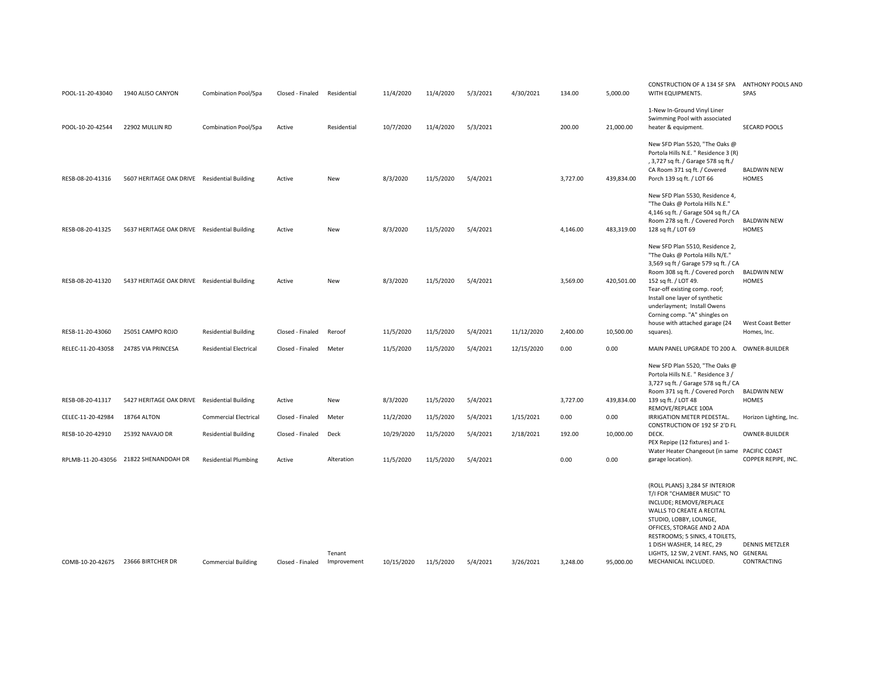| | | | | | | | | | | | | |
|---|---|---|---|---|---|---|---|---|---|---|---|---|
| POOL-11-20-43040 | 1940 ALISO CANYON | Combination Pool/Spa | Closed - Finaled | Residential | 11/4/2020 | 11/4/2020 | 5/3/2021 | 4/30/2021 | 134.00 | 5,000.00 | CONSTRUCTION OF A 134 SF SPA WITH EQUIPMENTS. | ANTHONY POOLS AND SPAS |
| POOL-10-20-42544 | 22902 MULLIN RD | Combination Pool/Spa | Active | Residential | 10/7/2020 | 11/4/2020 | 5/3/2021 | | 200.00 | 21,000.00 | 1-New In-Ground Vinyl Liner Swimming Pool with associated heater & equipment. | SECARD POOLS |
| RESB-08-20-41316 | 5607 HERITAGE OAK DRIVE | Residential Building | Active | New | 8/3/2020 | 11/5/2020 | 5/4/2021 | | 3,727.00 | 439,834.00 | New SFD Plan 5520, "The Oaks @ Portola Hills N.E. " Residence 3 (R) , 3,727 sq ft. / Garage 578 sq ft./ CA Room 371 sq ft. / Covered Porch 139 sq ft. / LOT 66 | BALDWIN NEW HOMES |
| RESB-08-20-41325 | 5637 HERITAGE OAK DRIVE | Residential Building | Active | New | 8/3/2020 | 11/5/2020 | 5/4/2021 | | 4,146.00 | 483,319.00 | New SFD Plan 5530, Residence 4, "The Oaks @ Portola Hills N.E." 4,146 sq ft. / Garage 504 sq ft./ CA Room 278 sq ft. / Covered Porch 128 sq ft./ LOT 69 | BALDWIN NEW HOMES |
| RESB-08-20-41320 | 5437 HERITAGE OAK DRIVE | Residential Building | Active | New | 8/3/2020 | 11/5/2020 | 5/4/2021 | | 3,569.00 | 420,501.00 | New SFD Plan 5510, Residence 2, "The Oaks @ Portola Hills N/E." 3,569 sq ft / Garage 579 sq ft. / CA Room 308 sq ft. / Covered porch 152 sq ft. / LOT 49. | BALDWIN NEW HOMES |
| RESB-11-20-43060 | 25051 CAMPO ROJO | Residential Building | Closed - Finaled | Reroof | 11/5/2020 | 11/5/2020 | 5/4/2021 | 11/12/2020 | 2,400.00 | 10,500.00 | Tear-off existing comp. roof; Install one layer of synthetic underlayment; Install Owens Corning comp. "A" shingles on house with attached garage (24 squares). | West Coast Better Homes, Inc. |
| RELEC-11-20-43058 | 24785 VIA PRINCESA | Residential Electrical | Closed - Finaled | Meter | 11/5/2020 | 11/5/2020 | 5/4/2021 | 12/15/2020 | 0.00 | 0.00 | MAIN PANEL UPGRADE TO 200 A. | OWNER-BUILDER |
| RESB-08-20-41317 | 5427 HERITAGE OAK DRIVE | Residential Building | Active | New | 8/3/2020 | 11/5/2020 | 5/4/2021 | | 3,727.00 | 439,834.00 | New SFD Plan 5520, "The Oaks @ Portola Hills N.E. " Residence 3 / 3,727 sq ft. / Garage 578 sq ft./ CA Room 371 sq ft. / Covered Porch 139 sq ft. / LOT 48 | BALDWIN NEW HOMES |
| CELEC-11-20-42984 | 18764 ALTON | Commercial Electrical | Closed - Finaled | Meter | 11/2/2020 | 11/5/2020 | 5/4/2021 | 1/15/2021 | 0.00 | 0.00 | REMOVE/REPLACE 100A IRRIGATION METER PEDESTAL. | Horizon Lighting, Inc. |
| RESB-10-20-42910 | 25392 NAVAJO DR | Residential Building | Closed - Finaled | Deck | 10/29/2020 | 11/5/2020 | 5/4/2021 | 2/18/2021 | 192.00 | 10,000.00 | CONSTRUCTION OF 192 SF 2'D FL DECK. | OWNER-BUILDER |
| RPLMB-11-20-43056 | 21822 SHENANDOAH DR | Residential Plumbing | Active | Alteration | 11/5/2020 | 11/5/2020 | 5/4/2021 | | 0.00 | 0.00 | PEX Repipe (12 fixtures) and 1-Water Heater Changeout (in same garage location). | PACIFIC COAST COPPER REPIPE, INC. |
| COMB-10-20-42675 | 23666 BIRTCHER DR | Commercial Building | Closed - Finaled | Tenant Improvement | 10/15/2020 | 11/5/2020 | 5/4/2021 | 3/26/2021 | 3,248.00 | 95,000.00 | (ROLL PLANS) 3,284 SF INTERIOR T/I FOR "CHAMBER MUSIC" TO INCLUDE; REMOVE/REPLACE WALLS TO CREATE A RECITAL STUDIO, LOBBY, LOUNGE, OFFICES, STORAGE AND 2 ADA RESTROOMS; 5 SINKS, 4 TOILETS, 1 DISH WASHER, 14 REC, 29 LIGHTS, 12 SW, 2 VENT. FANS, NO MECHANICAL INCLUDED. | DENNIS METZLER GENERAL CONTRACTING |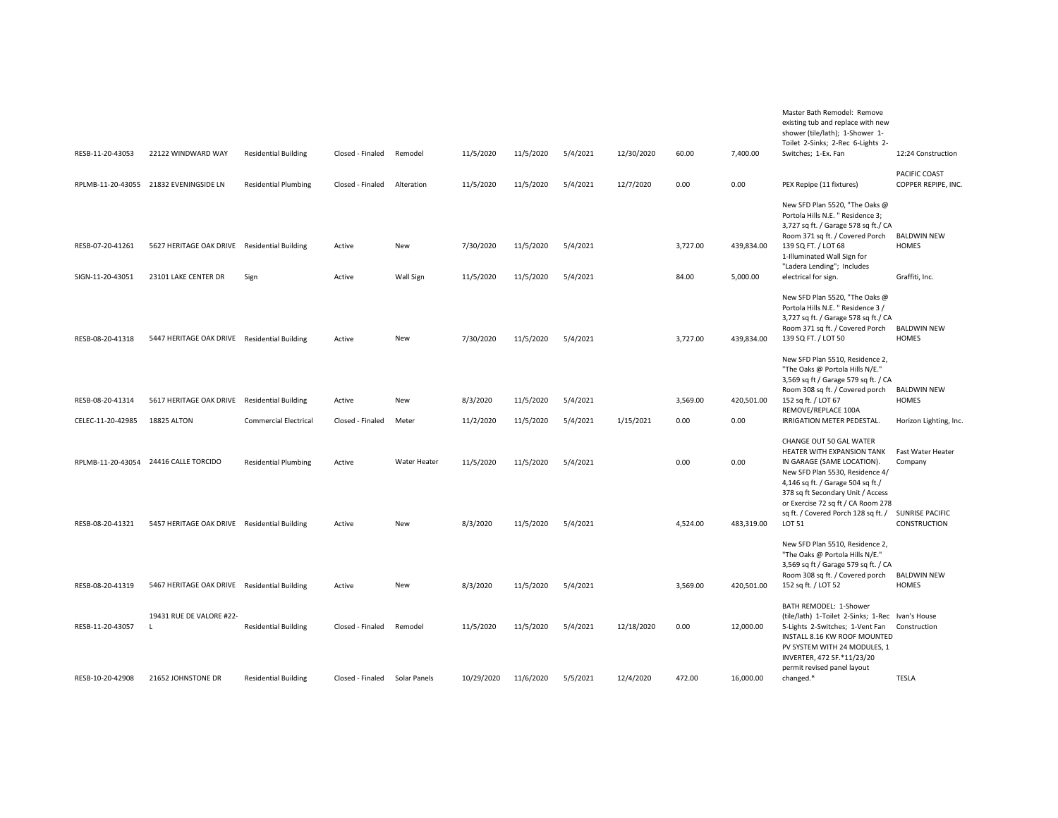| | | | | | | | | | | | | |
|---|---|---|---|---|---|---|---|---|---|---|---|---|
| RESB-11-20-43053 | 22122 WINDWARD WAY | Residential Building | Closed - Finaled | Remodel | 11/5/2020 | 11/5/2020 | 5/4/2021 | 12/30/2020 | 60.00 | 7,400.00 | Master Bath Remodel: Remove existing tub and replace with new shower (tile/lath); 1-Shower 1-Toilet 2-Sinks; 2-Rec 6-Lights 2-Switches; 1-Ex. Fan | 12:24 Construction |
| RPLMB-11-20-43055 | 21832 EVENINGSIDE LN | Residential Plumbing | Closed - Finaled | Alteration | 11/5/2020 | 11/5/2020 | 5/4/2021 | 12/7/2020 | 0.00 | 0.00 | PEX Repipe (11 fixtures) | PACIFIC COAST COPPER REPIPE, INC. |
| RESB-07-20-41261 | 5627 HERITAGE OAK DRIVE | Residential Building | Active | New | 7/30/2020 | 11/5/2020 | 5/4/2021 | | 3,727.00 | 439,834.00 | New SFD Plan 5520, "The Oaks @ Portola Hills N.E. " Residence 3; 3,727 sq ft. / Garage 578 sq ft./ CA Room 371 sq ft. / Covered Porch 139 SQ FT. / LOT 68 | BALDWIN NEW HOMES |
| SIGN-11-20-43051 | 23101 LAKE CENTER DR | Sign | Active | Wall Sign | 11/5/2020 | 11/5/2020 | 5/4/2021 | | 84.00 | 5,000.00 | 1-Illuminated Wall Sign for "Ladera Lending"; Includes electrical for sign. | Graffiti, Inc. |
| RESB-08-20-41318 | 5447 HERITAGE OAK DRIVE | Residential Building | Active | New | 7/30/2020 | 11/5/2020 | 5/4/2021 | | 3,727.00 | 439,834.00 | New SFD Plan 5520, "The Oaks @ Portola Hills N.E. " Residence 3 / 3,727 sq ft. / Garage 578 sq ft./ CA Room 371 sq ft. / Covered Porch 139 SQ FT. / LOT 50 | BALDWIN NEW HOMES |
| RESB-08-20-41314 | 5617 HERITAGE OAK DRIVE | Residential Building | Active | New | 8/3/2020 | 11/5/2020 | 5/4/2021 | | 3,569.00 | 420,501.00 | New SFD Plan 5510, Residence 2, "The Oaks @ Portola Hills N/E." 3,569 sq ft / Garage 579 sq ft. / CA Room 308 sq ft. / Covered porch 152 sq ft. / LOT 67 | BALDWIN NEW HOMES |
| CELEC-11-20-42985 | 18825 ALTON | Commercial Electrical | Closed - Finaled | Meter | 11/2/2020 | 11/5/2020 | 5/4/2021 | 1/15/2021 | 0.00 | 0.00 | REMOVE/REPLACE 100A IRRIGATION METER PEDESTAL. | Horizon Lighting, Inc. |
| RPLMB-11-20-43054 | 24416 CALLE TORCIDO | Residential Plumbing | Active | Water Heater | 11/5/2020 | 11/5/2020 | 5/4/2021 | | 0.00 | 0.00 | CHANGE OUT 50 GAL WATER HEATER WITH EXPANSION TANK IN GARAGE (SAME LOCATION). | Fast Water Heater Company |
| RESB-08-20-41321 | 5457 HERITAGE OAK DRIVE | Residential Building | Active | New | 8/3/2020 | 11/5/2020 | 5/4/2021 | | 4,524.00 | 483,319.00 | New SFD Plan 5530, Residence 4/ 4,146 sq ft. / Garage 504 sq ft./ 378 sq ft Secondary Unit / Access or Exercise 72 sq ft / CA Room 278 sq ft. / Covered Porch 128 sq ft. / LOT 51 | SUNRISE PACIFIC CONSTRUCTION |
| RESB-08-20-41319 | 5467 HERITAGE OAK DRIVE | Residential Building | Active | New | 8/3/2020 | 11/5/2020 | 5/4/2021 | | 3,569.00 | 420,501.00 | New SFD Plan 5510, Residence 2, "The Oaks @ Portola Hills N/E." 3,569 sq ft / Garage 579 sq ft. / CA Room 308 sq ft. / Covered porch 152 sq ft. / LOT 52 | BALDWIN NEW HOMES |
| RESB-11-20-43057 | 19431 RUE DE VALORE #22-L | Residential Building | Closed - Finaled | Remodel | 11/5/2020 | 11/5/2020 | 5/4/2021 | 12/18/2020 | 0.00 | 12,000.00 | BATH REMODEL: 1-Shower (tile/lath) 1-Toilet 2-Sinks; 1-Rec 5-Lights 2-Switches; 1-Vent Fan | Ivan's House Construction |
| RESB-10-20-42908 | 21652 JOHNSTONE DR | Residential Building | Closed - Finaled | Solar Panels | 10/29/2020 | 11/6/2020 | 5/5/2021 | 12/4/2020 | 472.00 | 16,000.00 | INSTALL 8.16 KW ROOF MOUNTED PV SYSTEM WITH 24 MODULES, 1 INVERTER, 472 SF.*11/23/20 permit revised panel layout changed.* | TESLA |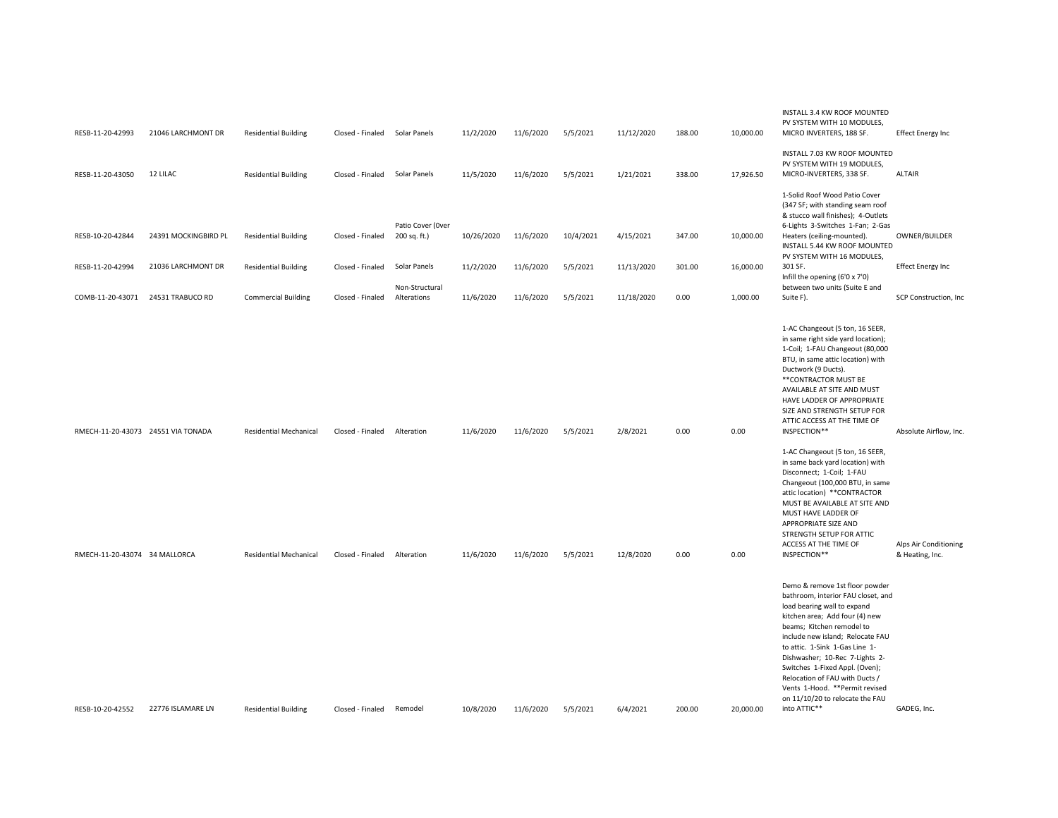| | | | | | | | | | | | | |
|---|---|---|---|---|---|---|---|---|---|---|---|---|
| RESB-11-20-42993 | 21046 LARCHMONT DR | Residential Building | Closed - Finaled | Solar Panels | 11/2/2020 | 11/6/2020 | 5/5/2021 | 11/12/2020 | 188.00 | 10,000.00 | INSTALL 3.4 KW ROOF MOUNTED PV SYSTEM WITH 10 MODULES, MICRO INVERTERS, 188 SF. | Effect Energy Inc |
| RESB-11-20-43050 | 12 LILAC | Residential Building | Closed - Finaled | Solar Panels | 11/5/2020 | 11/6/2020 | 5/5/2021 | 1/21/2021 | 338.00 | 17,926.50 | INSTALL 7.03 KW ROOF MOUNTED PV SYSTEM WITH 19 MODULES, MICRO-INVERTERS, 338 SF. | ALTAIR |
| RESB-10-20-42844 | 24391 MOCKINGBIRD PL | Residential Building | Closed - Finaled | Patio Cover (0ver 200 sq. ft.) | 10/26/2020 | 11/6/2020 | 10/4/2021 | 4/15/2021 | 347.00 | 10,000.00 | 1-Solid Roof Wood Patio Cover (347 SF; with standing seam roof & stucco wall finishes); 4-Outlets 6-Lights 3-Switches 1-Fan; 2-Gas Heaters (ceiling-mounted). | OWNER/BUILDER |
| RESB-11-20-42994 | 21036 LARCHMONT DR | Residential Building | Closed - Finaled | Solar Panels | 11/2/2020 | 11/6/2020 | 5/5/2021 | 11/13/2020 | 301.00 | 16,000.00 | INSTALL 5.44 KW ROOF MOUNTED PV SYSTEM WITH 16 MODULES, 301 SF. | Effect Energy Inc |
| COMB-11-20-43071 | 24531 TRABUCO RD | Commercial Building | Closed - Finaled | Non-Structural Alterations | 11/6/2020 | 11/6/2020 | 5/5/2021 | 11/18/2020 | 0.00 | 1,000.00 | Infill the opening (6'0 x 7'0) between two units (Suite E and Suite F). | SCP Construction, Inc |
| RMECH-11-20-43073 | 24551 VIA TONADA | Residential Mechanical | Closed - Finaled | Alteration | 11/6/2020 | 11/6/2020 | 5/5/2021 | 2/8/2021 | 0.00 | 0.00 | 1-AC Changeout (5 ton, 16 SEER, in same right side yard location); 1-Coil; 1-FAU Changeout (80,000 BTU, in same attic location) with Ductwork (9 Ducts). **CONTRACTOR MUST BE AVAILABLE AT SITE AND MUST HAVE LADDER OF APPROPRIATE SIZE AND STRENGTH SETUP FOR ATTIC ACCESS AT THE TIME OF INSPECTION** | Absolute Airflow, Inc. |
| RMECH-11-20-43074 | 34 MALLORCA | Residential Mechanical | Closed - Finaled | Alteration | 11/6/2020 | 11/6/2020 | 5/5/2021 | 12/8/2020 | 0.00 | 0.00 | 1-AC Changeout (5 ton, 16 SEER, in same back yard location) with Disconnect; 1-Coil; 1-FAU Changeout (100,000 BTU, in same attic location) **CONTRACTOR MUST BE AVAILABLE AT SITE AND MUST HAVE LADDER OF APPROPRIATE SIZE AND STRENGTH SETUP FOR ATTIC ACCESS AT THE TIME OF INSPECTION** | Alps Air Conditioning & Heating, Inc. |
| RESB-10-20-42552 | 22776 ISLAMARE LN | Residential Building | Closed - Finaled | Remodel | 10/8/2020 | 11/6/2020 | 5/5/2021 | 6/4/2021 | 200.00 | 20,000.00 | Demo & remove 1st floor powder bathroom, interior FAU closet, and load bearing wall to expand kitchen area; Add four (4) new beams; Kitchen remodel to include new island; Relocate FAU to attic. 1-Sink 1-Gas Line 1-Dishwasher; 10-Rec 7-Lights 2-Switches 1-Fixed Appl. (Oven); Relocation of FAU with Ducts / Vents 1-Hood. **Permit revised on 11/10/20 to relocate the FAU into ATTIC** | GADEG, Inc. |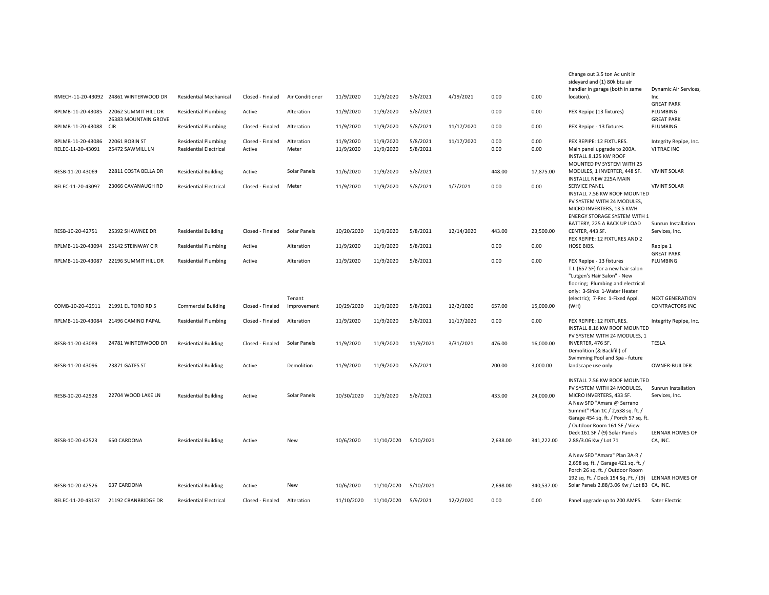| | | | | | | | | | | | | |
|---|---|---|---|---|---|---|---|---|---|---|---|---|
| RMECH-11-20-43092 | 24861 WINTERWOOD DR | Residential Mechanical | Closed - Finaled | Air Conditioner | 11/9/2020 | 11/9/2020 | 5/8/2021 | 4/19/2021 | 0.00 | 0.00 | Change out 3.5 ton Ac unit in sideyard and (1) 80k btu air handler in garage (both in same location). | Dynamic Air Services, Inc. |
| RPLMB-11-20-43085 | 22062 SUMMIT HILL DR | Residential Plumbing | Active | Alteration | 11/9/2020 | 11/9/2020 | 5/8/2021 | | 0.00 | 0.00 | PEX Repipe (13 fixtures) | GREAT PARK PLUMBING |
| RPLMB-11-20-43088 | 26383 MOUNTAIN GROVE CIR | Residential Plumbing | Closed - Finaled | Alteration | 11/9/2020 | 11/9/2020 | 5/8/2021 | 11/17/2020 | 0.00 | 0.00 | PEX Repipe - 13 fixtures | GREAT PARK PLUMBING |
| RPLMB-11-20-43086 | 22061 ROBIN ST | Residential Plumbing | Closed - Finaled | Alteration | 11/9/2020 | 11/9/2020 | 5/8/2021 | 11/17/2020 | 0.00 | 0.00 | PEX REPIPE: 12 FIXTURES. | Integrity Repipe, Inc. |
| RELEC-11-20-43091 | 25472 SAWMILL LN | Residential Electrical | Active | Meter | 11/9/2020 | 11/9/2020 | 5/8/2021 | | 0.00 | 0.00 | Main panel upgrade to 200A. | VI TRAC INC |
| RESB-11-20-43069 | 22811 COSTA BELLA DR | Residential Building | Active | Solar Panels | 11/6/2020 | 11/9/2020 | 5/8/2021 | | 448.00 | 17,875.00 | INSTALL 8.125 KW ROOF MOUNTED PV SYSTEM WITH 25 MODULES, 1 INVERTER, 448 SF. | VIVINT SOLAR |
| RELEC-11-20-43097 | 23066 CAVANAUGH RD | Residential Electrical | Closed - Finaled | Meter | 11/9/2020 | 11/9/2020 | 5/8/2021 | 1/7/2021 | 0.00 | 0.00 | INSTALLL NEW 225A MAIN SERVICE PANEL | VIVINT SOLAR |
| RESB-10-20-42751 | 25392 SHAWNEE DR | Residential Building | Closed - Finaled | Solar Panels | 10/20/2020 | 11/9/2020 | 5/8/2021 | 12/14/2020 | 443.00 | 23,500.00 | INSTALL 7.56 KW ROOF MOUNTED PV SYSTEM WITH 24 MODULES, MICRO INVERTERS, 13.5 KWH ENERGY STORAGE SYSTEM WITH 1 BATTERY, 225 A BACK UP LOAD CENTER, 443 SF. | Sunrun Installation Services, Inc. |
| RPLMB-11-20-43094 | 25142 STEINWAY CIR | Residential Plumbing | Active | Alteration | 11/9/2020 | 11/9/2020 | 5/8/2021 | | 0.00 | 0.00 | PEX REPIPE: 12 FIXTURES AND 2 HOSE BIBS. | Repipe 1 |
| RPLMB-11-20-43087 | 22196 SUMMIT HILL DR | Residential Plumbing | Active | Alteration | 11/9/2020 | 11/9/2020 | 5/8/2021 | | 0.00 | 0.00 | PEX Repipe - 13 fixtures | GREAT PARK PLUMBING |
| COMB-10-20-42911 | 21991 EL TORO RD 5 | Commercial Building | Closed - Finaled | Tenant Improvement | 10/29/2020 | 11/9/2020 | 5/8/2021 | 12/2/2020 | 657.00 | 15,000.00 | T.I. (657 SF) for a new hair salon "Lutgen's Hair Salon" - New flooring; Plumbing and electrical only: 3-Sinks 1-Water Heater (electric); 7-Rec 1-Fixed Appl. (WH) | NEXT GENERATION CONTRACTORS INC |
| RPLMB-11-20-43084 | 21496 CAMINO PAPAL | Residential Plumbing | Closed - Finaled | Alteration | 11/9/2020 | 11/9/2020 | 5/8/2021 | 11/17/2020 | 0.00 | 0.00 | PEX REPIPE: 12 FIXTURES. | Integrity Repipe, Inc. |
| RESB-11-20-43089 | 24781 WINTERWOOD DR | Residential Building | Closed - Finaled | Solar Panels | 11/9/2020 | 11/9/2020 | 11/9/2021 | 3/31/2021 | 476.00 | 16,000.00 | INSTALL 8.16 KW ROOF MOUNTED PV SYSTEM WITH 24 MODULES, 1 INVERTER, 476 SF. | TESLA |
| RESB-11-20-43096 | 23871 GATES ST | Residential Building | Active | Demolition | 11/9/2020 | 11/9/2020 | 5/8/2021 | | 200.00 | 3,000.00 | Demolition (& Backfill) of Swimming Pool and Spa - future landscape use only. | OWNER-BUILDER |
| RESB-10-20-42928 | 22704 WOOD LAKE LN | Residential Building | Active | Solar Panels | 10/30/2020 | 11/9/2020 | 5/8/2021 | | 433.00 | 24,000.00 | INSTALL 7.56 KW ROOF MOUNTED PV SYSTEM WITH 24 MODULES, MICRO INVERTERS, 433 SF. | Sunrun Installation Services, Inc. |
| RESB-10-20-42523 | 650 CARDONA | Residential Building | Active | New | 10/6/2020 | 11/10/2020 | 5/10/2021 | | 2,638.00 | 341,222.00 | A New SFD "Amara @ Serrano Summit" Plan 1C / 2,638 sq. ft. / Garage 454 sq. ft. / Porch 57 sq. ft. / Outdoor Room 161 SF / View Deck 161 SF / (9) Solar Panels 2.88/3.06 Kw / Lot 71 | LENNAR HOMES OF CA, INC. |
| RESB-10-20-42526 | 637 CARDONA | Residential Building | Active | New | 10/6/2020 | 11/10/2020 | 5/10/2021 | | 2,698.00 | 340,537.00 | A New SFD "Amara" Plan 3A-R / 2,698 sq. ft. / Garage 421 sq. ft. / Porch 26 sq. ft. / Outdoor Room 192 sq. Ft. / Deck 154 Sq. Ft. / (9) Solar Panels 2.88/3.06 Kw / Lot 83 | LENNAR HOMES OF CA, INC. |
| RELEC-11-20-43137 | 21192 CRANBRIDGE DR | Residential Electrical | Closed - Finaled | Alteration | 11/10/2020 | 11/10/2020 | 5/9/2021 | 12/2/2020 | 0.00 | 0.00 | Panel upgrade up to 200 AMPS. | Sater Electric |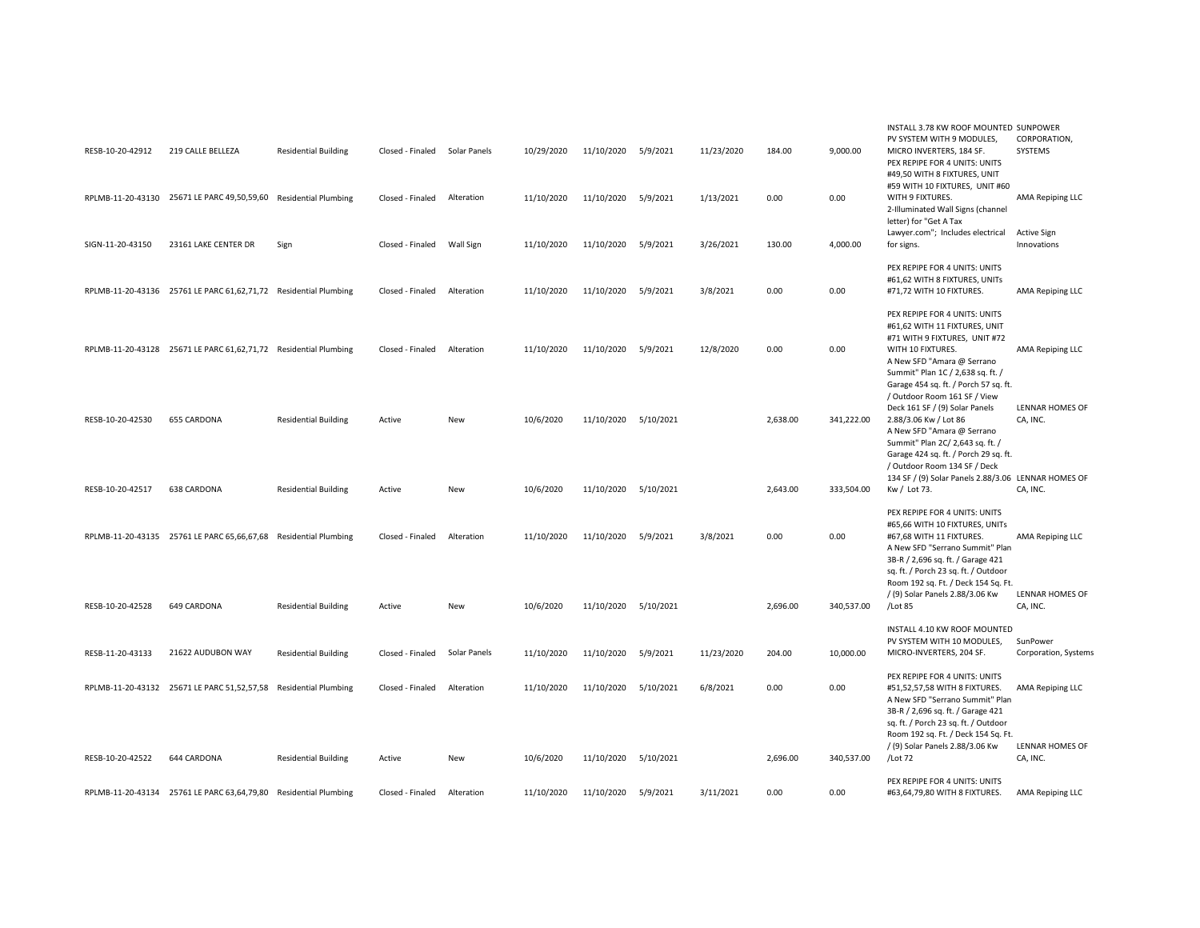| | | | | | | | | | | | | |
|---|---|---|---|---|---|---|---|---|---|---|---|---|
| RESB-10-20-42912 | 219 CALLE BELLEZA | Residential Building | Closed - Finaled | Solar Panels | 10/29/2020 | 11/10/2020 | 5/9/2021 | 11/23/2020 | 184.00 | 9,000.00 | INSTALL 3.78 KW ROOF MOUNTED PV SYSTEM WITH 9 MODULES, MICRO INVERTERS, 184 SF. | SUNPOWER CORPORATION, SYSTEMS |
| RPLMB-11-20-43130 | 25671 LE PARC 49,50,59,60 | Residential Plumbing | Closed - Finaled | Alteration | 11/10/2020 | 11/10/2020 | 5/9/2021 | 1/13/2021 | 0.00 | 0.00 | PEX REPIPE FOR 4 UNITS: UNITS #49,50 WITH 8 FIXTURES, UNIT #59 WITH 10 FIXTURES, UNIT #60 WITH 9 FIXTURES. | AMA Repiping LLC |
| SIGN-11-20-43150 | 23161 LAKE CENTER DR | Sign | Closed - Finaled | Wall Sign | 11/10/2020 | 11/10/2020 | 5/9/2021 | 3/26/2021 | 130.00 | 4,000.00 | 2-Illuminated Wall Signs (channel letter) for "Get A Tax Lawyer.com"; Includes electrical for signs. | Active Sign Innovations |
| RPLMB-11-20-43136 | 25761 LE PARC 61,62,71,72 | Residential Plumbing | Closed - Finaled | Alteration | 11/10/2020 | 11/10/2020 | 5/9/2021 | 3/8/2021 | 0.00 | 0.00 | PEX REPIPE FOR 4 UNITS: UNITS #61,62 WITH 8 FIXTURES, UNITs #71,72 WITH 10 FIXTURES. | AMA Repiping LLC |
| RPLMB-11-20-43128 | 25671 LE PARC 61,62,71,72 | Residential Plumbing | Closed - Finaled | Alteration | 11/10/2020 | 11/10/2020 | 5/9/2021 | 12/8/2020 | 0.00 | 0.00 | PEX REPIPE FOR 4 UNITS: UNITS #61,62 WITH 11 FIXTURES, UNIT #71 WITH 9 FIXTURES, UNIT #72 WITH 10 FIXTURES. | AMA Repiping LLC |
| RESB-10-20-42530 | 655 CARDONA | Residential Building | Active | New | 10/6/2020 | 11/10/2020 | 5/10/2021 | | 2,638.00 | 341,222.00 | A New SFD "Amara @ Serrano Summit" Plan 1C / 2,638 sq. ft. / Garage 454 sq. ft. / Porch 57 sq. ft. / Outdoor Room 161 SF / View Deck 161 SF / (9) Solar Panels 2.88/3.06 Kw / Lot 86 | LENNAR HOMES OF CA, INC. |
| RESB-10-20-42517 | 638 CARDONA | Residential Building | Active | New | 10/6/2020 | 11/10/2020 | 5/10/2021 | | 2,643.00 | 333,504.00 | A New SFD "Amara @ Serrano Summit" Plan 2C/ 2,643 sq. ft. / Garage 424 sq. ft. / Porch 29 sq. ft. / Outdoor Room 134 SF / Deck 134 SF / (9) Solar Panels 2.88/3.06 Kw / Lot 73. | LENNAR HOMES OF CA, INC. |
| RPLMB-11-20-43135 | 25761 LE PARC 65,66,67,68 | Residential Plumbing | Closed - Finaled | Alteration | 11/10/2020 | 11/10/2020 | 5/9/2021 | 3/8/2021 | 0.00 | 0.00 | PEX REPIPE FOR 4 UNITS: UNITS #65,66 WITH 10 FIXTURES, UNITs #67,68 WITH 11 FIXTURES. | AMA Repiping LLC |
| RESB-10-20-42528 | 649 CARDONA | Residential Building | Active | New | 10/6/2020 | 11/10/2020 | 5/10/2021 | | 2,696.00 | 340,537.00 | A New SFD "Serrano Summit" Plan 3B-R / 2,696 sq. ft. / Garage 421 sq. ft. / Porch 23 sq. ft. / Outdoor Room 192 sq. Ft. / Deck 154 Sq. Ft. / (9) Solar Panels 2.88/3.06 Kw /Lot 85 | LENNAR HOMES OF CA, INC. |
| RESB-11-20-43133 | 21622 AUDUBON WAY | Residential Building | Closed - Finaled | Solar Panels | 11/10/2020 | 11/10/2020 | 5/9/2021 | 11/23/2020 | 204.00 | 10,000.00 | INSTALL 4.10 KW ROOF MOUNTED PV SYSTEM WITH 10 MODULES, MICRO-INVERTERS, 204 SF. | SunPower Corporation, Systems |
| RPLMB-11-20-43132 | 25671 LE PARC 51,52,57,58 | Residential Plumbing | Closed - Finaled | Alteration | 11/10/2020 | 11/10/2020 | 5/10/2021 | 6/8/2021 | 0.00 | 0.00 | PEX REPIPE FOR 4 UNITS: UNITS #51,52,57,58 WITH 8 FIXTURES. | AMA Repiping LLC |
| RESB-10-20-42522 | 644 CARDONA | Residential Building | Active | New | 10/6/2020 | 11/10/2020 | 5/10/2021 | | 2,696.00 | 340,537.00 | A New SFD "Serrano Summit" Plan 3B-R / 2,696 sq. ft. / Garage 421 sq. ft. / Porch 23 sq. ft. / Outdoor Room 192 sq. Ft. / Deck 154 Sq. Ft. / (9) Solar Panels 2.88/3.06 Kw /Lot 72 | LENNAR HOMES OF CA, INC. |
| RPLMB-11-20-43134 | 25761 LE PARC 63,64,79,80 | Residential Plumbing | Closed - Finaled | Alteration | 11/10/2020 | 11/10/2020 | 5/9/2021 | 3/11/2021 | 0.00 | 0.00 | PEX REPIPE FOR 4 UNITS: UNITS #63,64,79,80 WITH 8 FIXTURES. | AMA Repiping LLC |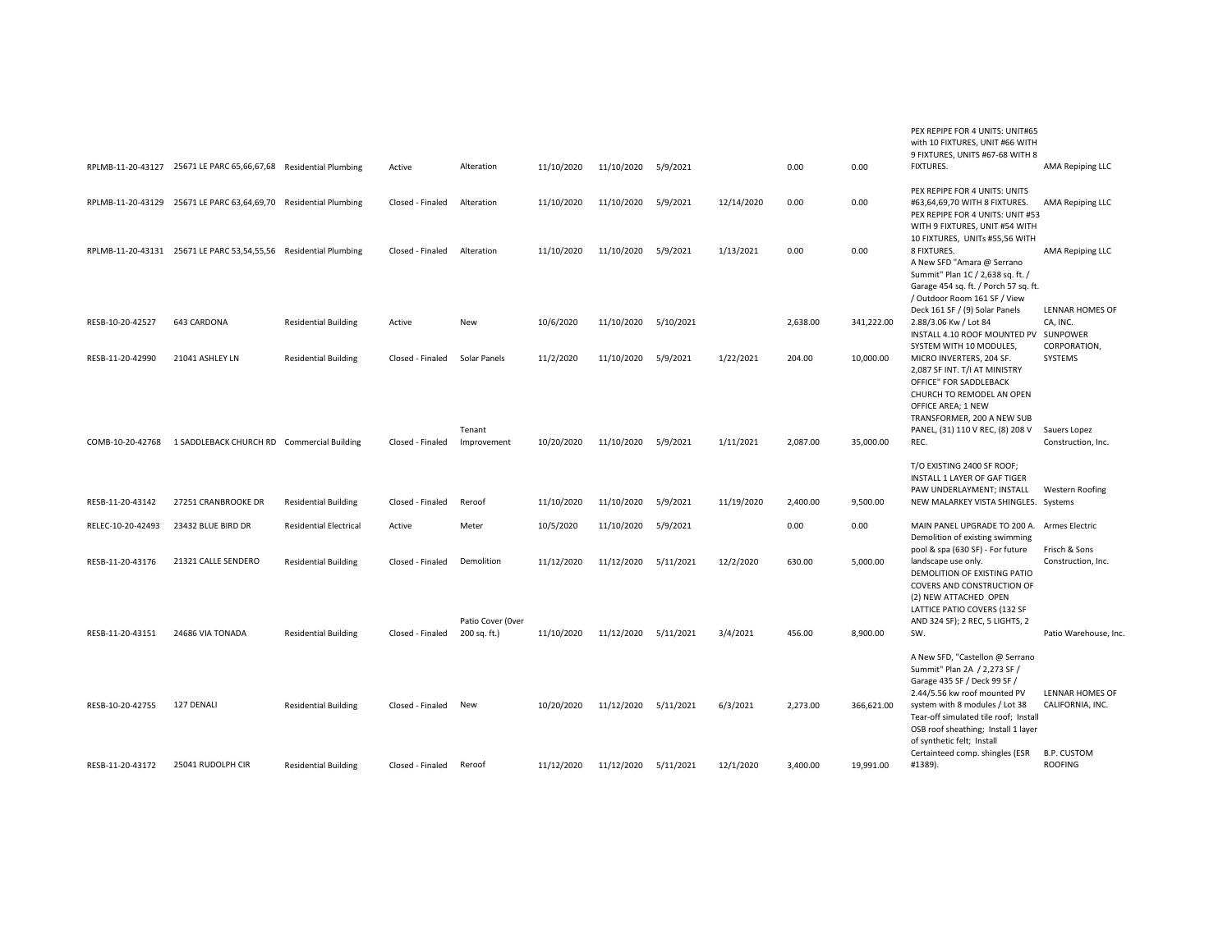| | | | | | | | | | | | | |
|---|---|---|---|---|---|---|---|---|---|---|---|---|
| RPLMB-11-20-43127 | 25671 LE PARC 65,66,67,68 | Residential Plumbing | Active | Alteration | 11/10/2020 | 11/10/2020 | 5/9/2021 | | 0.00 | 0.00 | PEX REPIPE FOR 4 UNITS: UNIT#65 with 10 FIXTURES, UNIT #66 WITH 9 FIXTURES, UNITS #67-68 WITH 8 FIXTURES. | AMA Repiping LLC |
| RPLMB-11-20-43129 | 25671 LE PARC 63,64,69,70 | Residential Plumbing | Closed - Finaled | Alteration | 11/10/2020 | 11/10/2020 | 5/9/2021 | 12/14/2020 | 0.00 | 0.00 | PEX REPIPE FOR 4 UNITS: UNITS #63,64,69,70 WITH 8 FIXTURES. | AMA Repiping LLC |
| RPLMB-11-20-43131 | 25671 LE PARC 53,54,55,56 | Residential Plumbing | Closed - Finaled | Alteration | 11/10/2020 | 11/10/2020 | 5/9/2021 | 1/13/2021 | 0.00 | 0.00 | PEX REPIPE FOR 4 UNITS: UNIT #53 WITH 9 FIXTURES, UNIT #54 WITH 10 FIXTURES, UNITs #55,56 WITH 8 FIXTURES. | AMA Repiping LLC |
| RESB-10-20-42527 | 643 CARDONA | Residential Building | Active | New | 10/6/2020 | 11/10/2020 | 5/10/2021 | | 2,638.00 | 341,222.00 | A New SFD "Amara @ Serrano Summit" Plan 1C / 2,638 sq. ft. / Garage 454 sq. ft. / Porch 57 sq. ft. / Outdoor Room 161 SF / View Deck 161 SF / (9) Solar Panels 2.88/3.06 Kw / Lot 84 | LENNAR HOMES OF CA, INC. |
| RESB-11-20-42990 | 21041 ASHLEY LN | Residential Building | Closed - Finaled | Solar Panels | 11/2/2020 | 11/10/2020 | 5/9/2021 | 1/22/2021 | 204.00 | 10,000.00 | INSTALL 4.10 ROOF MOUNTED PV SYSTEM WITH 10 MODULES, MICRO INVERTERS, 204 SF. | SUNPOWER CORPORATION, SYSTEMS |
| COMB-10-20-42768 | 1 SADDLEBACK CHURCH RD | Commercial Building | Closed - Finaled | Tenant Improvement | 10/20/2020 | 11/10/2020 | 5/9/2021 | 1/11/2021 | 2,087.00 | 35,000.00 | 2,087 SF INT. T/I AT MINISTRY OFFICE" FOR SADDLEBACK CHURCH TO REMODEL AN OPEN OFFICE AREA; 1 NEW TRANSFORMER, 200 A NEW SUB PANEL, (31) 110 V REC, (8) 208 V REC. | Sauers Lopez Construction, Inc. |
| RESB-11-20-43142 | 27251 CRANBROOKE DR | Residential Building | Closed - Finaled | Reroof | 11/10/2020 | 11/10/2020 | 5/9/2021 | 11/19/2020 | 2,400.00 | 9,500.00 | T/O EXISTING 2400 SF ROOF; INSTALL 1 LAYER OF GAF TIGER PAW UNDERLAYMENT; INSTALL NEW MALARKEY VISTA SHINGLES. | Western Roofing Systems |
| RELEC-10-20-42493 | 23432 BLUE BIRD DR | Residential Electrical | Active | Meter | 10/5/2020 | 11/10/2020 | 5/9/2021 | | 0.00 | 0.00 | MAIN PANEL UPGRADE TO 200 A. | Armes Electric |
| RESB-11-20-43176 | 21321 CALLE SENDERO | Residential Building | Closed - Finaled | Demolition | 11/12/2020 | 11/12/2020 | 5/11/2021 | 12/2/2020 | 630.00 | 5,000.00 | Demolition of existing swimming pool & spa (630 SF) - For future landscape use only. | Frisch & Sons Construction, Inc. |
| RESB-11-20-43151 | 24686 VIA TONADA | Residential Building | Closed - Finaled | Patio Cover (0ver 200 sq. ft.) | 11/10/2020 | 11/12/2020 | 5/11/2021 | 3/4/2021 | 456.00 | 8,900.00 | DEMOLITION OF EXISTING PATIO COVERS AND CONSTRUCTION OF (2) NEW ATTACHED OPEN LATTICE PATIO COVERS (132 SF AND 324 SF); 2 REC, 5 LIGHTS, 2 SW. | Patio Warehouse, Inc. |
| RESB-10-20-42755 | 127 DENALI | Residential Building | Closed - Finaled | New | 10/20/2020 | 11/12/2020 | 5/11/2021 | 6/3/2021 | 2,273.00 | 366,621.00 | A New SFD, "Castellon @ Serrano Summit" Plan 2A / 2,273 SF / Garage 435 SF / Deck 99 SF / 2.44/5.56 kw roof mounted PV system with 8 modules / Lot 38 | LENNAR HOMES OF CALIFORNIA, INC. |
| RESB-11-20-43172 | 25041 RUDOLPH CIR | Residential Building | Closed - Finaled | Reroof | 11/12/2020 | 11/12/2020 | 5/11/2021 | 12/1/2020 | 3,400.00 | 19,991.00 | Tear-off simulated tile roof; Install OSB roof sheathing; Install 1 layer of synthetic felt; Install Certainteed comp. shingles (ESR #1389). | B.P. CUSTOM ROOFING |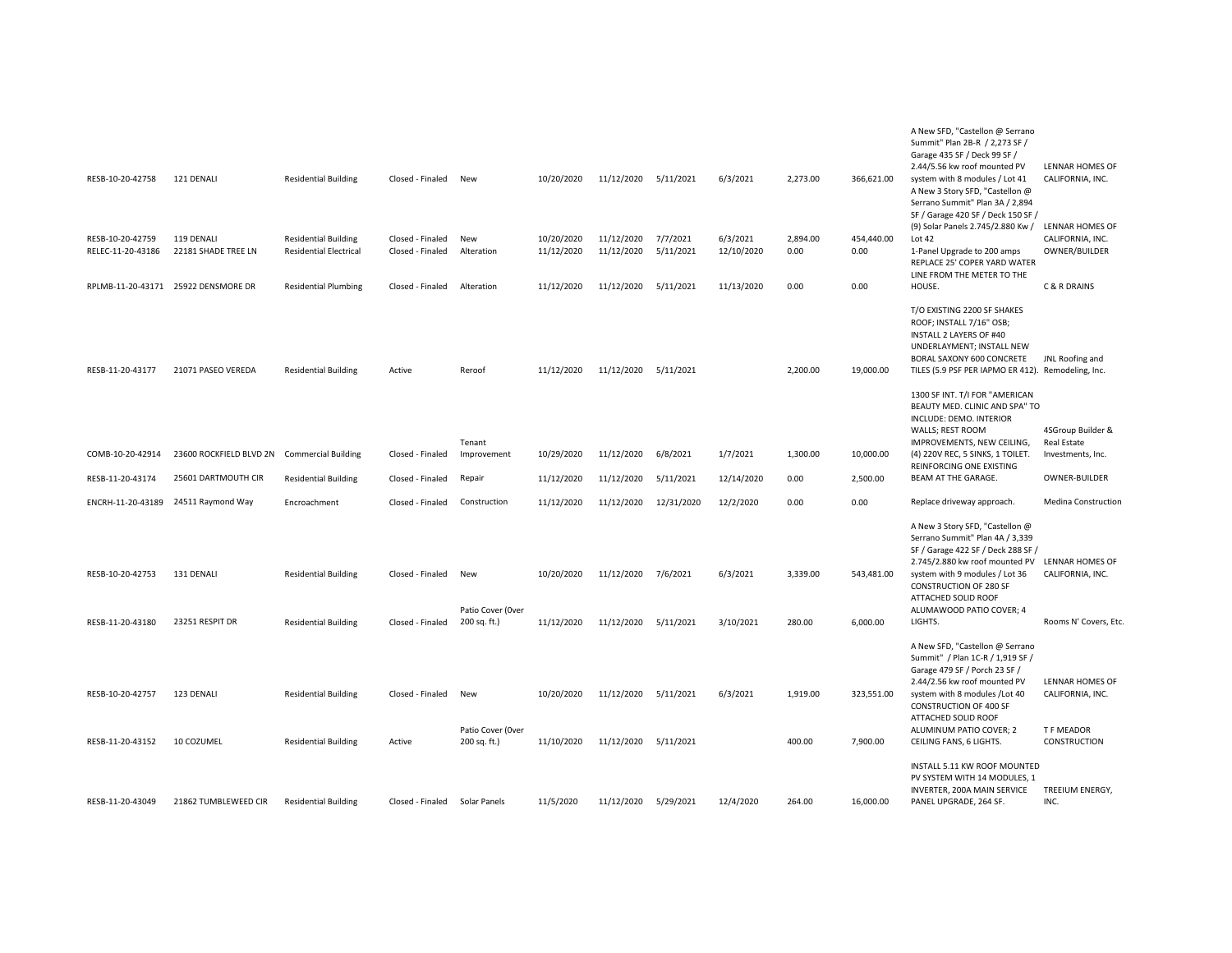| | | | | | | | | | | | | |
|---|---|---|---|---|---|---|---|---|---|---|---|---|
| RESB-10-20-42758 | 121 DENALI | Residential Building | Closed - Finaled | New | 10/20/2020 | 11/12/2020 | 5/11/2021 | 6/3/2021 | 2,273.00 | 366,621.00 | A New SFD, "Castellon @ Serrano Summit" Plan 2B-R / 2,273 SF / Garage 435 SF / Deck 99 SF / 2.44/5.56 kw roof mounted PV system with 8 modules / Lot 41 | LENNAR HOMES OF CALIFORNIA, INC. |
| RESB-10-20-42759 | 119 DENALI | Residential Building | Closed - Finaled | New | 10/20/2020 | 11/12/2020 | 7/7/2021 | 6/3/2021 | 2,894.00 | 454,440.00 | A New 3 Story SFD, "Castellon @ Serrano Summit" Plan 3A / 2,894 SF / Garage 420 SF / Deck 150 SF / (9) Solar Panels 2.745/2.880 Kw / Lot 42 | LENNAR HOMES OF CALIFORNIA, INC. |
| RELEC-11-20-43186 | 22181 SHADE TREE LN | Residential Electrical | Closed - Finaled | Alteration | 11/12/2020 | 11/12/2020 | 5/11/2021 | 12/10/2020 | 0.00 | 0.00 | 1-Panel Upgrade to 200 amps | OWNER/BUILDER |
| RPLMB-11-20-43171 | 25922 DENSMORE DR | Residential Plumbing | Closed - Finaled | Alteration | 11/12/2020 | 11/12/2020 | 5/11/2021 | 11/13/2020 | 0.00 | 0.00 | REPLACE 25' COPER YARD WATER LINE FROM THE METER TO THE HOUSE. | C & R DRAINS |
| RESB-11-20-43177 | 21071 PASEO VEREDA | Residential Building | Active | Reroof | 11/12/2020 | 11/12/2020 | 5/11/2021 | | 2,200.00 | 19,000.00 | T/O EXISTING 2200 SF SHAKES ROOF; INSTALL 7/16" OSB; INSTALL 2 LAYERS OF #40 UNDERLAYMENT; INSTALL NEW BORAL SAXONY 600 CONCRETE TILES (5.9 PSF PER IAPMO ER 412). | JNL Roofing and Remodeling, Inc. |
| COMB-10-20-42914 | 23600 ROCKFIELD BLVD 2N | Commercial Building | Closed - Finaled | Tenant Improvement | 10/29/2020 | 11/12/2020 | 6/8/2021 | 1/7/2021 | 1,300.00 | 10,000.00 | 1300 SF INT. T/I FOR "AMERICAN BEAUTY MED. CLINIC AND SPA" TO INCLUDE: DEMO. INTERIOR WALLS; REST ROOM IMPROVEMENTS, NEW CEILING, (4) 220V REC, 5 SINKS, 1 TOILET. | 4SGroup Builder & Real Estate Investments, Inc. |
| RESB-11-20-43174 | 25601 DARTMOUTH CIR | Residential Building | Closed - Finaled | Repair | 11/12/2020 | 11/12/2020 | 5/11/2021 | 12/14/2020 | 0.00 | 2,500.00 | REINFORCING ONE EXISTING BEAM AT THE GARAGE. | OWNER-BUILDER |
| ENCRH-11-20-43189 | 24511 Raymond Way | Encroachment | Closed - Finaled | Construction | 11/12/2020 | 11/12/2020 | 12/31/2020 | 12/2/2020 | 0.00 | 0.00 | Replace driveway approach. | Medina Construction |
| RESB-10-20-42753 | 131 DENALI | Residential Building | Closed - Finaled | New | 10/20/2020 | 11/12/2020 | 7/6/2021 | 6/3/2021 | 3,339.00 | 543,481.00 | A New 3 Story SFD, "Castellon @ Serrano Summit" Plan 4A / 3,339 SF / Garage 422 SF / Deck 288 SF / 2.745/2.880 kw roof mounted PV system with 9 modules / Lot 36 | LENNAR HOMES OF CALIFORNIA, INC. |
| RESB-11-20-43180 | 23251 RESPIT DR | Residential Building | Closed - Finaled | Patio Cover (0ver 200 sq. ft.) | 11/12/2020 | 11/12/2020 | 5/11/2021 | 3/10/2021 | 280.00 | 6,000.00 | CONSTRUCTION OF 280 SF ATTACHED SOLID ROOF ALUMAWOOD PATIO COVER; 4 LIGHTS. | Rooms N' Covers, Etc. |
| RESB-10-20-42757 | 123 DENALI | Residential Building | Closed - Finaled | New | 10/20/2020 | 11/12/2020 | 5/11/2021 | 6/3/2021 | 1,919.00 | 323,551.00 | A New SFD, "Castellon @ Serrano Summit" / Plan 1C-R / 1,919 SF / Garage 479 SF / Porch 23 SF / 2.44/2.56 kw roof mounted PV system with 8 modules /Lot 40 | LENNAR HOMES OF CALIFORNIA, INC. |
| RESB-11-20-43152 | 10 COZUMEL | Residential Building | Active | Patio Cover (0ver 200 sq. ft.) | 11/10/2020 | 11/12/2020 | 5/11/2021 | | 400.00 | 7,900.00 | CONSTRUCTION OF 400 SF ATTACHED SOLID ROOF ALUMINUM PATIO COVER; 2 CEILING FANS, 6 LIGHTS. | T F MEADOR CONSTRUCTION |
| RESB-11-20-43049 | 21862 TUMBLEWEED CIR | Residential Building | Closed - Finaled | Solar Panels | 11/5/2020 | 11/12/2020 | 5/29/2021 | 12/4/2020 | 264.00 | 16,000.00 | INSTALL 5.11 KW ROOF MOUNTED PV SYSTEM WITH 14 MODULES, 1 INVERTER, 200A MAIN SERVICE PANEL UPGRADE, 264 SF. | TREEIUM ENERGY, INC. |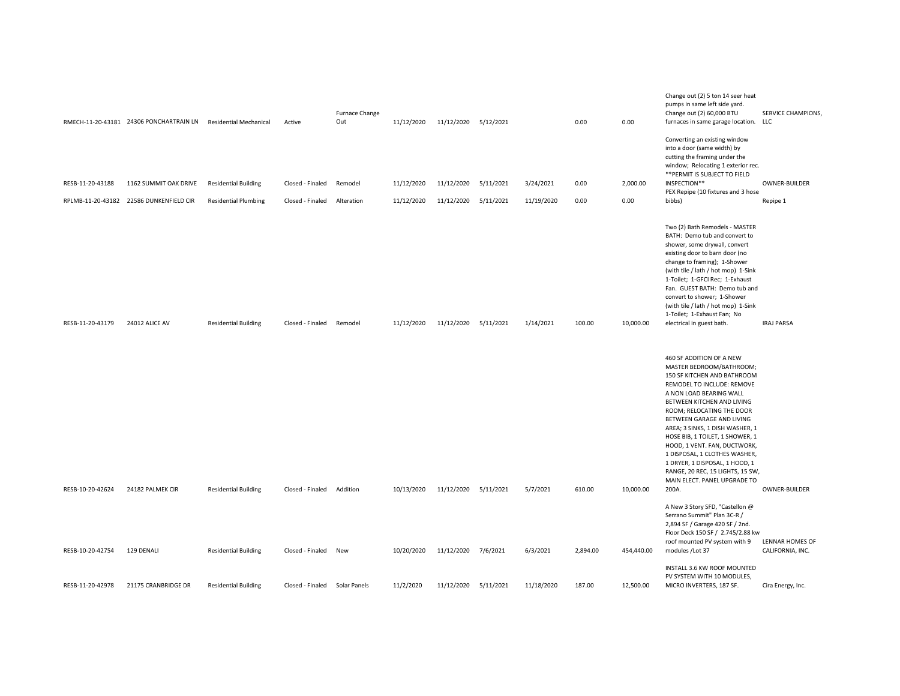| | | | | | | | | | | | | |
|---|---|---|---|---|---|---|---|---|---|---|---|---|
| RMECH-11-20-43181 | 24306 PONCHARTRAIN LN | Residential Mechanical | Active | Furnace Change Out | 11/12/2020 | 11/12/2020 | 5/12/2021 | | 0.00 | 0.00 | Change out (2) 5 ton 14 seer heat pumps in same left side yard. Change out (2) 60,000 BTU furnaces in same garage location. | SERVICE CHAMPIONS, LLC |
| RESB-11-20-43188 | 1162 SUMMIT OAK DRIVE | Residential Building | Closed - Finaled | Remodel | 11/12/2020 | 11/12/2020 | 5/11/2021 | 3/24/2021 | 0.00 | 2,000.00 | Converting an existing window into a door (same width) by cutting the framing under the window; Relocating 1 exterior rec. **PERMIT IS SUBJECT TO FIELD INSPECTION** | OWNER-BUILDER |
| RPLMB-11-20-43182 | 22586 DUNKENFIELD CIR | Residential Plumbing | Closed - Finaled | Alteration | 11/12/2020 | 11/12/2020 | 5/11/2021 | 11/19/2020 | 0.00 | 0.00 | PEX Repipe (10 fixtures and 3 hose bibbs) | Repipe 1 |
| RESB-11-20-43179 | 24012 ALICE AV | Residential Building | Closed - Finaled | Remodel | 11/12/2020 | 11/12/2020 | 5/11/2021 | 1/14/2021 | 100.00 | 10,000.00 | Two (2) Bath Remodels - MASTER BATH: Demo tub and convert to shower, some drywall, convert existing door to barn door (no change to framing); 1-Shower (with tile / lath / hot mop) 1-Sink 1-Toilet; 1-GFCI Rec; 1-Exhaust Fan. GUEST BATH: Demo tub and convert to shower; 1-Shower (with tile / lath / hot mop) 1-Sink 1-Toilet; 1-Exhaust Fan; No electrical in guest bath. | IRAJ PARSA |
| RESB-10-20-42624 | 24182 PALMEK CIR | Residential Building | Closed - Finaled | Addition | 10/13/2020 | 11/12/2020 | 5/11/2021 | 5/7/2021 | 610.00 | 10,000.00 | 460 SF ADDITION OF A NEW MASTER BEDROOM/BATHROOM; 150 SF KITCHEN AND BATHROOM REMODEL TO INCLUDE: REMOVE A NON LOAD BEARING WALL BETWEEN KITCHEN AND LIVING ROOM; RELOCATING THE DOOR BETWEEN GARAGE AND LIVING AREA; 3 SINKS, 1 DISH WASHER, 1 HOSE BIB, 1 TOILET, 1 SHOWER, 1 HOOD, 1 VENT. FAN, DUCTWORK, 1 DISPOSAL, 1 CLOTHES WASHER, 1 DRYER, 1 DISPOSAL, 1 HOOD, 1 RANGE, 20 REC, 15 LIGHTS, 15 SW, MAIN ELECT. PANEL UPGRADE TO 200A. | OWNER-BUILDER |
| RESB-10-20-42754 | 129 DENALI | Residential Building | Closed - Finaled | New | 10/20/2020 | 11/12/2020 | 7/6/2021 | 6/3/2021 | 2,894.00 | 454,440.00 | A New 3 Story SFD, "Castellon @ Serrano Summit" Plan 3C-R / 2,894 SF / Garage 420 SF / 2nd. Floor Deck 150 SF / 2.745/2.88 kw roof mounted PV system with 9 modules /Lot 37 | LENNAR HOMES OF CALIFORNIA, INC. |
| RESB-11-20-42978 | 21175 CRANBRIDGE DR | Residential Building | Closed - Finaled | Solar Panels | 11/2/2020 | 11/12/2020 | 5/11/2021 | 11/18/2020 | 187.00 | 12,500.00 | INSTALL 3.6 KW ROOF MOUNTED PV SYSTEM WITH 10 MODULES, MICRO INVERTERS, 187 SF. | Cira Energy, Inc. |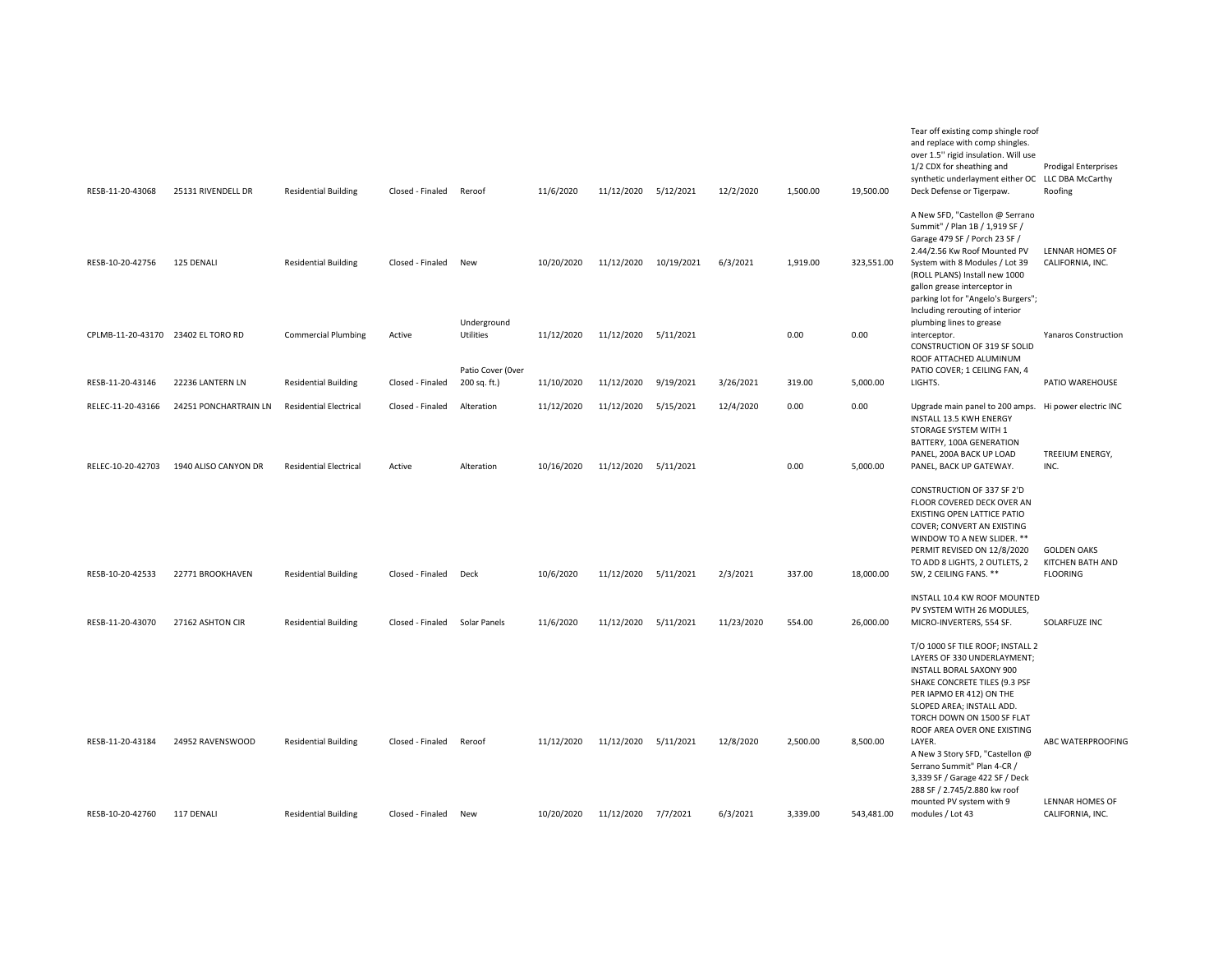| | | | | | | | | | | | | |
|---|---|---|---|---|---|---|---|---|---|---|---|---|
| RESB-11-20-43068 | 25131 RIVENDELL DR | Residential Building | Closed - Finaled | Reroof | 11/6/2020 | 11/12/2020 | 5/12/2021 | 12/2/2020 | 1,500.00 | 19,500.00 | Tear off existing comp shingle roof and replace with comp shingles. over 1.5'' rigid insulation. Will use 1/2 CDX for sheathing and synthetic underlayment either OC Deck Defense or Tigerpaw. | Prodigal Enterprises LLC DBA McCarthy Roofing |
| RESB-10-20-42756 | 125 DENALI | Residential Building | Closed - Finaled | New | 10/20/2020 | 11/12/2020 | 10/19/2021 | 6/3/2021 | 1,919.00 | 323,551.00 | A New SFD, "Castellon @ Serrano Summit" / Plan 1B / 1,919 SF / Garage 479 SF / Porch 23 SF / 2.44/2.56 Kw Roof Mounted PV System with 8 Modules / Lot 39 | LENNAR HOMES OF CALIFORNIA, INC. |
| CPLMB-11-20-43170 | 23402 EL TORO RD | Commercial Plumbing | Active | Underground Utilities | 11/12/2020 | 11/12/2020 | 5/11/2021 | | 0.00 | 0.00 | (ROLL PLANS) Install new 1000 gallon grease interceptor in parking lot for "Angelo's Burgers"; Including rerouting of interior plumbing lines to grease interceptor. | Yanaros Construction |
| RESB-11-20-43146 | 22236 LANTERN LN | Residential Building | Closed - Finaled | Patio Cover (0ver 200 sq. ft.) | 11/10/2020 | 11/12/2020 | 9/19/2021 | 3/26/2021 | 319.00 | 5,000.00 | CONSTRUCTION OF 319 SF SOLID ROOF ATTACHED ALUMINUM PATIO COVER; 1 CEILING FAN, 4 LIGHTS. | PATIO WAREHOUSE |
| RELEC-11-20-43166 | 24251 PONCHARTRAIN LN | Residential Electrical | Closed - Finaled | Alteration | 11/12/2020 | 11/12/2020 | 5/15/2021 | 12/4/2020 | 0.00 | 0.00 | Upgrade main panel to 200 amps. | Hi power electric INC |
| RELEC-10-20-42703 | 1940 ALISO CANYON DR | Residential Electrical | Active | Alteration | 10/16/2020 | 11/12/2020 | 5/11/2021 | | 0.00 | 5,000.00 | INSTALL 13.5 KWH ENERGY STORAGE SYSTEM WITH 1 BATTERY, 100A GENERATION PANEL, 200A BACK UP LOAD PANEL, BACK UP GATEWAY. | TREEIUM ENERGY, INC. |
| RESB-10-20-42533 | 22771 BROOKHAVEN | Residential Building | Closed - Finaled | Deck | 10/6/2020 | 11/12/2020 | 5/11/2021 | 2/3/2021 | 337.00 | 18,000.00 | CONSTRUCTION OF 337 SF 2'D FLOOR COVERED DECK OVER AN EXISTING OPEN LATTICE PATIO COVER; CONVERT AN EXISTING WINDOW TO A NEW SLIDER. ** PERMIT REVISED ON 12/8/2020 TO ADD 8 LIGHTS, 2 OUTLETS, 2 SW, 2 CEILING FANS. ** | GOLDEN OAKS KITCHEN BATH AND FLOORING |
| RESB-11-20-43070 | 27162 ASHTON CIR | Residential Building | Closed - Finaled | Solar Panels | 11/6/2020 | 11/12/2020 | 5/11/2021 | 11/23/2020 | 554.00 | 26,000.00 | INSTALL 10.4 KW ROOF MOUNTED PV SYSTEM WITH 26 MODULES, MICRO-INVERTERS, 554 SF. | SOLARFUZE INC |
| RESB-11-20-43184 | 24952 RAVENSWOOD | Residential Building | Closed - Finaled | Reroof | 11/12/2020 | 11/12/2020 | 5/11/2021 | 12/8/2020 | 2,500.00 | 8,500.00 | T/O 1000 SF TILE ROOF; INSTALL 2 LAYERS OF 330 UNDERLAYMENT; INSTALL BORAL SAXONY 900 SHAKE CONCRETE TILES (9.3 PSF PER IAPMO ER 412) ON THE SLOPED AREA; INSTALL ADD. TORCH DOWN ON 1500 SF FLAT ROOF AREA OVER ONE EXISTING LAYER. | ABC WATERPROOFING |
| RESB-10-20-42760 | 117 DENALI | Residential Building | Closed - Finaled | New | 10/20/2020 | 11/12/2020 | 7/7/2021 | 6/3/2021 | 3,339.00 | 543,481.00 | A New 3 Story SFD, "Castellon @ Serrano Summit" Plan 4-CR / 3,339 SF / Garage 422 SF / Deck 288 SF / 2.745/2.880 kw roof mounted PV system with 9 modules / Lot 43 | LENNAR HOMES OF CALIFORNIA, INC. |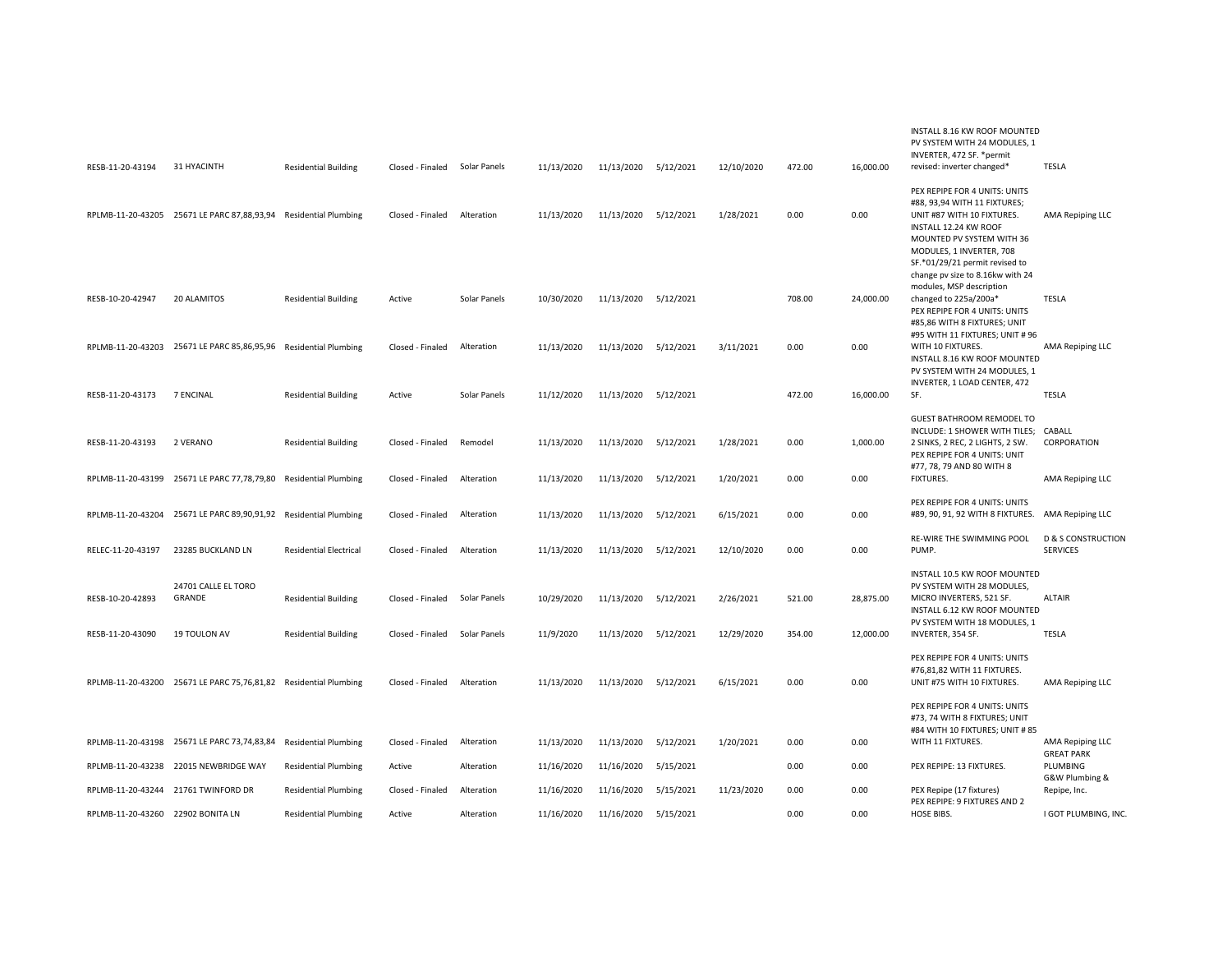| | | | | | | | | | | | | |
|---|---|---|---|---|---|---|---|---|---|---|---|---|
| RESB-11-20-43194 | 31 HYACINTH | Residential Building | Closed - Finaled | Solar Panels | 11/13/2020 | 11/13/2020 | 5/12/2021 | 12/10/2020 | 472.00 | 16,000.00 | INSTALL 8.16 KW ROOF MOUNTED PV SYSTEM WITH 24 MODULES, 1 INVERTER, 472 SF. *permit revised: inverter changed* | TESLA |
| RPLMB-11-20-43205 | 25671 LE PARC 87,88,93,94 | Residential Plumbing | Closed - Finaled | Alteration | 11/13/2020 | 11/13/2020 | 5/12/2021 | 1/28/2021 | 0.00 | 0.00 | PEX REPIPE FOR 4 UNITS: UNITS #88, 93,94 WITH 11 FIXTURES; UNIT #87 WITH 10 FIXTURES. | AMA Repiping LLC |
| RESB-10-20-42947 | 20 ALAMITOS | Residential Building | Active | Solar Panels | 10/30/2020 | 11/13/2020 | 5/12/2021 | | 708.00 | 24,000.00 | INSTALL 12.24 KW ROOF MOUNTED PV SYSTEM WITH 36 MODULES, 1 INVERTER, 708 SF.*01/29/21 permit revised to change pv size to 8.16kw with 24 modules, MSP description changed to 225a/200a* | TESLA |
| RPLMB-11-20-43203 | 25671 LE PARC 85,86,95,96 | Residential Plumbing | Closed - Finaled | Alteration | 11/13/2020 | 11/13/2020 | 5/12/2021 | 3/11/2021 | 0.00 | 0.00 | PEX REPIPE FOR 4 UNITS: UNITS #85,86 WITH 8 FIXTURES; UNIT #95 WITH 11 FIXTURES; UNIT # 96 WITH 10 FIXTURES. | AMA Repiping LLC |
| RESB-11-20-43173 | 7 ENCINAL | Residential Building | Active | Solar Panels | 11/12/2020 | 11/13/2020 | 5/12/2021 | | 472.00 | 16,000.00 | INSTALL 8.16 KW ROOF MOUNTED PV SYSTEM WITH 24 MODULES, 1 INVERTER, 1 LOAD CENTER, 472 SF. | TESLA |
| RESB-11-20-43193 | 2 VERANO | Residential Building | Closed - Finaled | Remodel | 11/13/2020 | 11/13/2020 | 5/12/2021 | 1/28/2021 | 0.00 | 1,000.00 | GUEST BATHROOM REMODEL TO INCLUDE: 1 SHOWER WITH TILES; 2 SINKS, 2 REC, 2 LIGHTS, 2 SW. | CABALL CORPORATION |
| RPLMB-11-20-43199 | 25671 LE PARC 77,78,79,80 | Residential Plumbing | Closed - Finaled | Alteration | 11/13/2020 | 11/13/2020 | 5/12/2021 | 1/20/2021 | 0.00 | 0.00 | PEX REPIPE FOR 4 UNITS: UNIT #77, 78, 79 AND 80 WITH 8 FIXTURES. | AMA Repiping LLC |
| RPLMB-11-20-43204 | 25671 LE PARC 89,90,91,92 | Residential Plumbing | Closed - Finaled | Alteration | 11/13/2020 | 11/13/2020 | 5/12/2021 | 6/15/2021 | 0.00 | 0.00 | PEX REPIPE FOR 4 UNITS: UNITS #89, 90, 91, 92 WITH 8 FIXTURES. | AMA Repiping LLC |
| RELEC-11-20-43197 | 23285 BUCKLAND LN | Residential Electrical | Closed - Finaled | Alteration | 11/13/2020 | 11/13/2020 | 5/12/2021 | 12/10/2020 | 0.00 | 0.00 | RE-WIRE THE SWIMMING POOL PUMP. | D & S CONSTRUCTION SERVICES |
| RESB-10-20-42893 | 24701 CALLE EL TORO GRANDE | Residential Building | Closed - Finaled | Solar Panels | 10/29/2020 | 11/13/2020 | 5/12/2021 | 2/26/2021 | 521.00 | 28,875.00 | INSTALL 10.5 KW ROOF MOUNTED PV SYSTEM WITH 28 MODULES, MICRO INVERTERS, 521 SF. | ALTAIR |
| RESB-11-20-43090 | 19 TOULON AV | Residential Building | Closed - Finaled | Solar Panels | 11/9/2020 | 11/13/2020 | 5/12/2021 | 12/29/2020 | 354.00 | 12,000.00 | INSTALL 6.12 KW ROOF MOUNTED PV SYSTEM WITH 18 MODULES, 1 INVERTER, 354 SF. | TESLA |
| RPLMB-11-20-43200 | 25671 LE PARC 75,76,81,82 | Residential Plumbing | Closed - Finaled | Alteration | 11/13/2020 | 11/13/2020 | 5/12/2021 | 6/15/2021 | 0.00 | 0.00 | PEX REPIPE FOR 4 UNITS: UNITS #76,81,82 WITH 11 FIXTURES. UNIT #75 WITH 10 FIXTURES. | AMA Repiping LLC |
| RPLMB-11-20-43198 | 25671 LE PARC 73,74,83,84 | Residential Plumbing | Closed - Finaled | Alteration | 11/13/2020 | 11/13/2020 | 5/12/2021 | 1/20/2021 | 0.00 | 0.00 | PEX REPIPE FOR 4 UNITS: UNITS #73, 74 WITH 8 FIXTURES; UNIT #84 WITH 10 FIXTURES; UNIT # 85 WITH 11 FIXTURES. | AMA Repiping LLC |
| RPLMB-11-20-43238 | 22015 NEWBRIDGE WAY | Residential Plumbing | Active | Alteration | 11/16/2020 | 11/16/2020 | 5/15/2021 | | 0.00 | 0.00 | PEX REPIPE: 13 FIXTURES. | GREAT PARK PLUMBING |
| RPLMB-11-20-43244 | 21761 TWINFORD DR | Residential Plumbing | Closed - Finaled | Alteration | 11/16/2020 | 11/16/2020 | 5/15/2021 | 11/23/2020 | 0.00 | 0.00 | PEX Repipe (17 fixtures) | G&W Plumbing & Repipe, Inc. |
| RPLMB-11-20-43260 | 22902 BONITA LN | Residential Plumbing | Active | Alteration | 11/16/2020 | 11/16/2020 | 5/15/2021 | | 0.00 | 0.00 | PEX REPIPE: 9 FIXTURES AND 2 HOSE BIBS. | I GOT PLUMBING, INC. |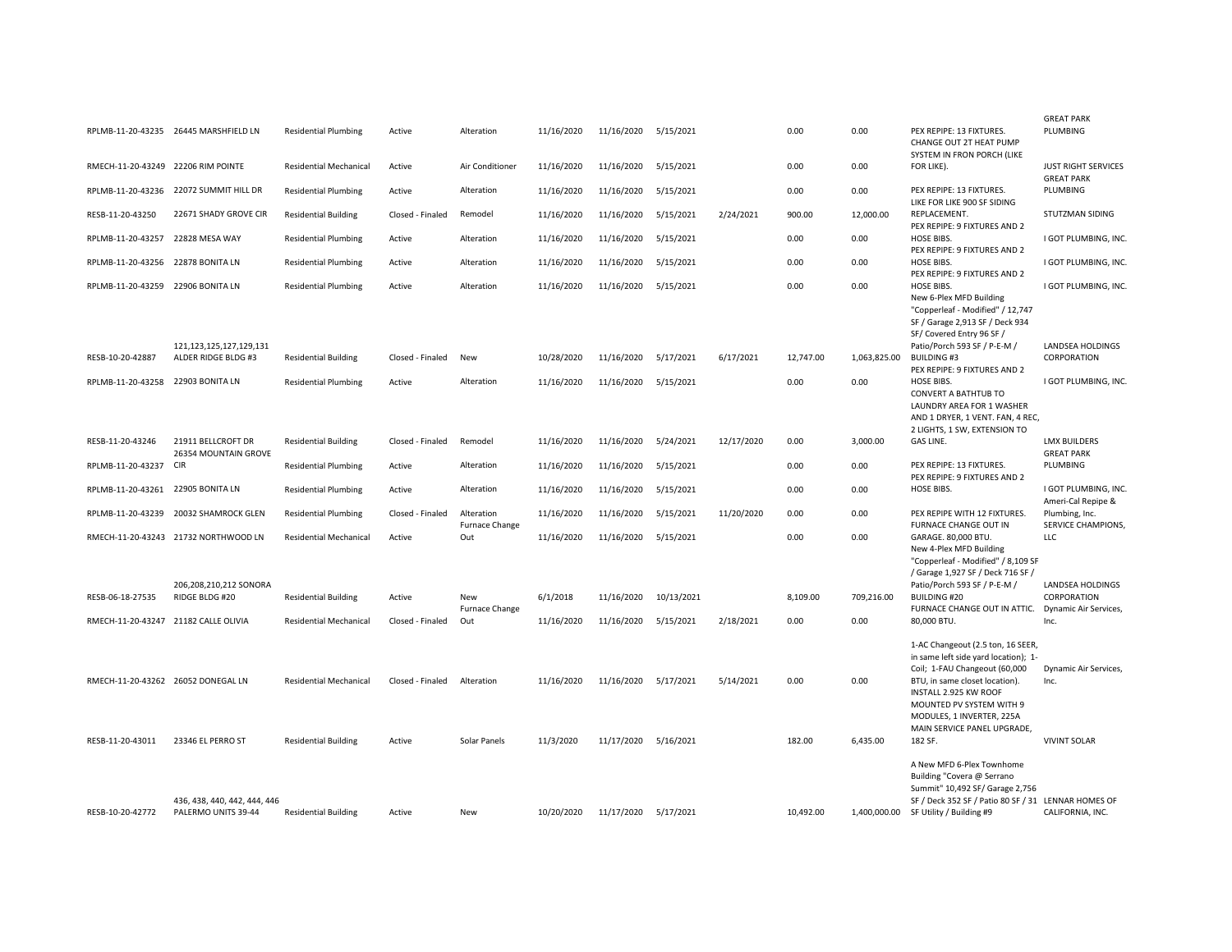| | | | | | | | | | | | | |
|---|---|---|---|---|---|---|---|---|---|---|---|---|
| RPLMB-11-20-43235 | 26445 MARSHFIELD LN | Residential Plumbing | Active | Alteration | 11/16/2020 | 11/16/2020 | 5/15/2021 | | 0.00 | 0.00 | PEX REPIPE: 13 FIXTURES. | GREAT PARK PLUMBING |
| RMECH-11-20-43249 | 22206 RIM POINTE | Residential Mechanical | Active | Air Conditioner | 11/16/2020 | 11/16/2020 | 5/15/2021 | | 0.00 | 0.00 | CHANGE OUT 2T HEAT PUMP SYSTEM IN FRON PORCH (LIKE FOR LIKE). | JUST RIGHT SERVICES |
| RPLMB-11-20-43236 | 22072 SUMMIT HILL DR | Residential Plumbing | Active | Alteration | 11/16/2020 | 11/16/2020 | 5/15/2021 | | 0.00 | 0.00 | PEX REPIPE: 13 FIXTURES. | GREAT PARK PLUMBING |
| RESB-11-20-43250 | 22671 SHADY GROVE CIR | Residential Building | Closed - Finaled | Remodel | 11/16/2020 | 11/16/2020 | 5/15/2021 | 2/24/2021 | 900.00 | 12,000.00 | LIKE FOR LIKE 900 SF SIDING REPLACEMENT. | STUTZMAN SIDING |
| RPLMB-11-20-43257 | 22828 MESA WAY | Residential Plumbing | Active | Alteration | 11/16/2020 | 11/16/2020 | 5/15/2021 | | 0.00 | 0.00 | PEX REPIPE: 9 FIXTURES AND 2 HOSE BIBS. | I GOT PLUMBING, INC. |
| RPLMB-11-20-43256 | 22878 BONITA LN | Residential Plumbing | Active | Alteration | 11/16/2020 | 11/16/2020 | 5/15/2021 | | 0.00 | 0.00 | PEX REPIPE: 9 FIXTURES AND 2 HOSE BIBS. | I GOT PLUMBING, INC. |
| RPLMB-11-20-43259 | 22906 BONITA LN | Residential Plumbing | Active | Alteration | 11/16/2020 | 11/16/2020 | 5/15/2021 | | 0.00 | 0.00 | PEX REPIPE: 9 FIXTURES AND 2 HOSE BIBS. | I GOT PLUMBING, INC. |
| RESB-10-20-42887 | 121,123,125,127,129,131 ALDER RIDGE BLDG #3 | Residential Building | Closed - Finaled | New | 10/28/2020 | 11/16/2020 | 5/17/2021 | 6/17/2021 | 12,747.00 | 1,063,825.00 | New 6-Plex MFD Building "Copperleaf - Modified" / 12,747 SF / Garage 2,913 SF / Deck 934 SF/ Covered Entry 96 SF / Patio/Porch 593 SF / P-E-M / BUILDING #3 | LANDSEA HOLDINGS CORPORATION |
| RPLMB-11-20-43258 | 22903 BONITA LN | Residential Plumbing | Active | Alteration | 11/16/2020 | 11/16/2020 | 5/15/2021 | | 0.00 | 0.00 | PEX REPIPE: 9 FIXTURES AND 2 HOSE BIBS. | I GOT PLUMBING, INC. |
| RESB-11-20-43246 | 21911 BELLCROFT DR | Residential Building | Closed - Finaled | Remodel | 11/16/2020 | 11/16/2020 | 5/24/2021 | 12/17/2020 | 0.00 | 3,000.00 | CONVERT A BATHTUB TO LAUNDRY AREA FOR 1 WASHER AND 1 DRYER, 1 VENT. FAN, 4 REC, 2 LIGHTS, 1 SW, EXTENSION TO GAS LINE. | LMX BUILDERS |
| RPLMB-11-20-43237 | 26354 MOUNTAIN GROVE CIR | Residential Plumbing | Active | Alteration | 11/16/2020 | 11/16/2020 | 5/15/2021 | | 0.00 | 0.00 | PEX REPIPE: 13 FIXTURES. | GREAT PARK PLUMBING |
| RPLMB-11-20-43261 | 22905 BONITA LN | Residential Plumbing | Active | Alteration | 11/16/2020 | 11/16/2020 | 5/15/2021 | | 0.00 | 0.00 | PEX REPIPE: 9 FIXTURES AND 2 HOSE BIBS. | I GOT PLUMBING, INC. |
| RPLMB-11-20-43239 | 20032 SHAMROCK GLEN | Residential Plumbing | Closed - Finaled | Alteration | 11/16/2020 | 11/16/2020 | 5/15/2021 | 11/20/2020 | 0.00 | 0.00 | PEX REPIPE WITH 12 FIXTURES. | Ameri-Cal Repipe & Plumbing, Inc. |
| RMECH-11-20-43243 | 21732 NORTHWOOD LN | Residential Mechanical | Active | Furnace Change Out | 11/16/2020 | 11/16/2020 | 5/15/2021 | | 0.00 | 0.00 | FURNACE CHANGE OUT IN GARAGE. 80,000 BTU. | SERVICE CHAMPIONS, LLC |
| RESB-06-18-27535 | 206,208,210,212 SONORA RIDGE BLDG #20 | Residential Building | Active | New | 6/1/2018 | 11/16/2020 | 10/13/2021 | | 8,109.00 | 709,216.00 | New 4-Plex MFD Building "Copperleaf - Modified" / 8,109 SF / Garage 1,927 SF / Deck 716 SF / Patio/Porch 593 SF / P-E-M / BUILDING #20 | LANDSEA HOLDINGS CORPORATION |
| RMECH-11-20-43247 | 21182 CALLE OLIVIA | Residential Mechanical | Closed - Finaled | Furnace Change Out | 11/16/2020 | 11/16/2020 | 5/15/2021 | 2/18/2021 | 0.00 | 0.00 | FURNACE CHANGE OUT IN ATTIC. 80,000 BTU. | Dynamic Air Services, Inc. |
| RMECH-11-20-43262 | 26052 DONEGAL LN | Residential Mechanical | Closed - Finaled | Alteration | 11/16/2020 | 11/16/2020 | 5/17/2021 | 5/14/2021 | 0.00 | 0.00 | 1-AC Changeout (2.5 ton, 16 SEER, in same left side yard location); 1-Coil; 1-FAU Changeout (60,000 BTU, in same closet location). | Dynamic Air Services, Inc. |
| RESB-11-20-43011 | 23346 EL PERRO ST | Residential Building | Active | Solar Panels | 11/3/2020 | 11/17/2020 | 5/16/2021 | | 182.00 | 6,435.00 | INSTALL 2.925 KW ROOF MOUNTED PV SYSTEM WITH 9 MODULES, 1 INVERTER, 225A MAIN SERVICE PANEL UPGRADE, 182 SF. | VIVINT SOLAR |
| RESB-10-20-42772 | 436, 438, 440, 442, 444, 446 PALERMO UNITS 39-44 | Residential Building | Active | New | 10/20/2020 | 11/17/2020 | 5/17/2021 | | 10,492.00 | 1,400,000.00 | A New MFD 6-Plex Townhome Building "Covera @ Serrano Summit" 10,492 SF/ Garage 2,756 SF / Deck 352 SF / Patio 80 SF / 31 SF Utility / Building #9 | LENNAR HOMES OF CALIFORNIA, INC. |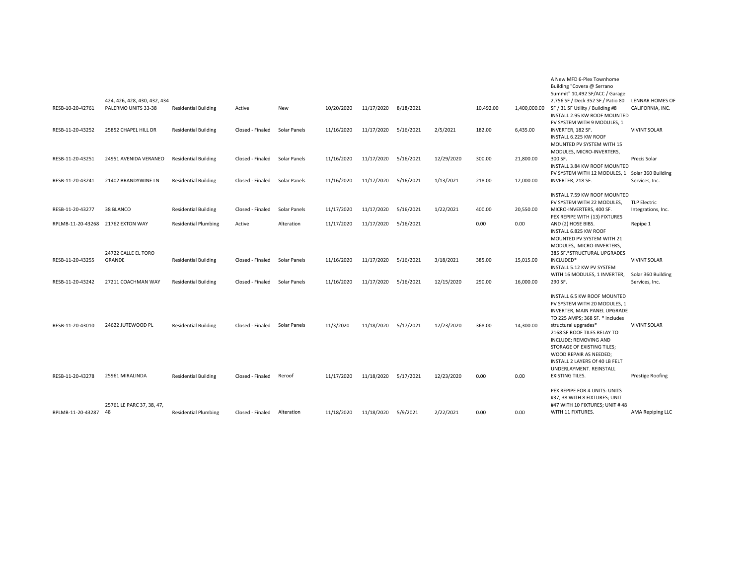| | | | | | | | | | | | | |
|---|---|---|---|---|---|---|---|---|---|---|---|---|
| RESB-10-20-42761 | 424, 426, 428, 430, 432, 434 PALERMO UNITS 33-38 | Residential Building | Active | New | 10/20/2020 | 11/17/2020 | 8/18/2021 | | 10,492.00 | 1,400,000.00 | A New MFD 6-Plex Townhome Building "Covera @ Serrano Summit" 10,492 SF/ACC / Garage 2,756 SF / Deck 352 SF / Patio 80 SF / 31 SF Utility / Building #8 | LENNAR HOMES OF CALIFORNIA, INC. |
| RESB-11-20-43252 | 25852 CHAPEL HILL DR | Residential Building | Closed - Finaled | Solar Panels | 11/16/2020 | 11/17/2020 | 5/16/2021 | 2/5/2021 | 182.00 | 6,435.00 | INSTALL 2.95 KW ROOF MOUNTED PV SYSTEM WITH 9 MODULES, 1 INVERTER, 182 SF. | VIVINT SOLAR |
| RESB-11-20-43251 | 24951 AVENIDA VERANEO | Residential Building | Closed - Finaled | Solar Panels | 11/16/2020 | 11/17/2020 | 5/16/2021 | 12/29/2020 | 300.00 | 21,800.00 | INSTALL 6.225 KW ROOF MOUNTED PV SYSTEM WITH 15 MODULES, MICRO-INVERTERS, 300 SF. | Precis Solar |
| RESB-11-20-43241 | 21402 BRANDYWINE LN | Residential Building | Closed - Finaled | Solar Panels | 11/16/2020 | 11/17/2020 | 5/16/2021 | 1/13/2021 | 218.00 | 12,000.00 | INSTALL 3.84 KW ROOF MOUNTED PV SYSTEM WITH 12 MODULES, 1 INVERTER, 218 SF. | Solar 360 Building Services, Inc. |
| RESB-11-20-43277 | 38 BLANCO | Residential Building | Closed - Finaled | Solar Panels | 11/17/2020 | 11/17/2020 | 5/16/2021 | 1/22/2021 | 400.00 | 20,550.00 | INSTALL 7.59 KW ROOF MOUNTED PV SYSTEM WITH 22 MODULES, MICRO-INVERTERS, 400 SF. | TLP Electric Integrations, Inc. |
| RPLMB-11-20-43268 | 21762 EXTON WAY | Residential Plumbing | Active | Alteration | 11/17/2020 | 11/17/2020 | 5/16/2021 | | 0.00 | 0.00 | PEX REPIPE WITH (13) FIXTURES AND (2) HOSE BIBS. | Repipe 1 |
| RESB-11-20-43255 | 24722 CALLE EL TORO GRANDE | Residential Building | Closed - Finaled | Solar Panels | 11/16/2020 | 11/17/2020 | 5/16/2021 | 3/18/2021 | 385.00 | 15,015.00 | INSTALL 6.825 KW ROOF MOUNTED PV SYSTEM WITH 21 MODULES, MICRO-INVERTERS, 385 SF.*STRUCTURAL UPGRADES INCLUDED* | VIVINT SOLAR |
| RESB-11-20-43242 | 27211 COACHMAN WAY | Residential Building | Closed - Finaled | Solar Panels | 11/16/2020 | 11/17/2020 | 5/16/2021 | 12/15/2020 | 290.00 | 16,000.00 | INSTALL 5.12 KW PV SYSTEM WITH 16 MODULES, 1 INVERTER, 290 SF. | Solar 360 Building Services, Inc. |
| RESB-11-20-43010 | 24622 JUTEWOOD PL | Residential Building | Closed - Finaled | Solar Panels | 11/3/2020 | 11/18/2020 | 5/17/2021 | 12/23/2020 | 368.00 | 14,300.00 | INSTALL 6.5 KW ROOF MOUNTED PV SYSTEM WITH 20 MODULES, 1 INVERTER, MAIN PANEL UPGRADE TO 225 AMPS; 368 SF. * includes structural upgrades* | VIVINT SOLAR |
| RESB-11-20-43278 | 25961 MIRALINDA | Residential Building | Closed - Finaled | Reroof | 11/17/2020 | 11/18/2020 | 5/17/2021 | 12/23/2020 | 0.00 | 0.00 | 2168 SF ROOF TILES RELAY TO INCLUDE: REMOVING AND STORAGE OF EXISTING TILES; WOOD REPAIR AS NEEDED; INSTALL 2 LAYERS Of 40 LB FELT UNDERLAYMENT. REINSTALL EXISTING TILES. | Prestige Roofing |
| RPLMB-11-20-43287 | 25761 LE PARC 37, 38, 47, 48 | Residential Plumbing | Closed - Finaled | Alteration | 11/18/2020 | 11/18/2020 | 5/9/2021 | 2/22/2021 | 0.00 | 0.00 | PEX REPIPE FOR 4 UNITS: UNITS #37, 38 WITH 8 FIXTURES; UNIT #47 WITH 10 FIXTURES; UNIT # 48 WITH 11 FIXTURES. | AMA Repiping LLC |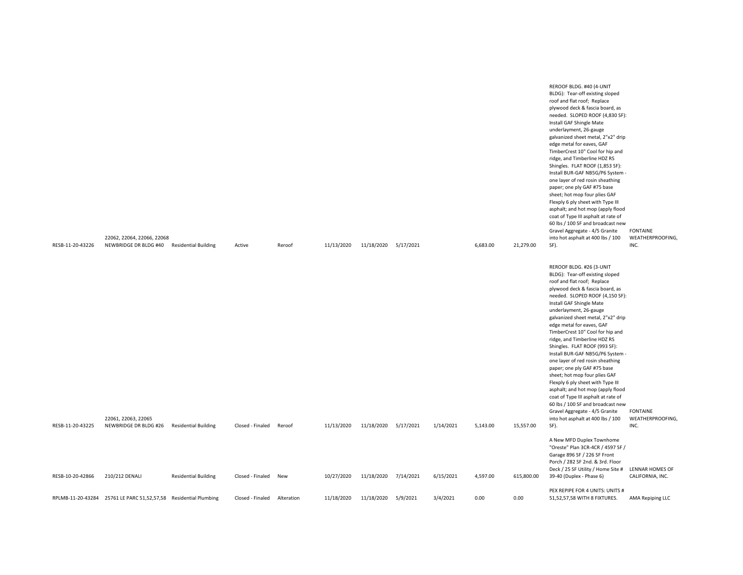| | | | | | | | | | | | | |
|---|---|---|---|---|---|---|---|---|---|---|---|---|
| RESB-11-20-43226 | 22062, 22064, 22066, 22068 NEWBRIDGE DR BLDG #40 | Residential Building | Active | Reroof | 11/13/2020 | 11/18/2020 | 5/17/2021 | | 6,683.00 | 21,279.00 | REROOF BLDG. #40 (4-UNIT BLDG): Tear-off existing sloped roof and flat roof; Replace plywood deck & fascia board, as needed. SLOPED ROOF (4,830 SF): Install GAF Shingle Mate underlayment, 26-gauge galvanized sheet metal, 2"x2" drip edge metal for eaves, GAF TimberCrest 10" Cool for hip and ridge, and Timberline HDZ RS Shingles. FLAT ROOF (1,853 SF): Install BUR-GAF NB5G/P6 System - one layer of red rosin sheathing paper; one ply GAF #75 base sheet; hot mop four plies GAF Flexply 6 ply sheet with Type III asphalt; and hot mop (apply flood coat of Type III asphalt at rate of 60 lbs / 100 SF and broadcast new Gravel Aggregate - 4/5 Granite into hot asphalt at 400 lbs / 100 SF). | FONTAINE WEATHERPROOFING, INC. |
| RESB-11-20-43225 | 22061, 22063, 22065 NEWBRIDGE DR BLDG #26 | Residential Building | Closed - Finaled | Reroof | 11/13/2020 | 11/18/2020 | 5/17/2021 | 1/14/2021 | 5,143.00 | 15,557.00 | REROOF BLDG. #26 (3-UNIT BLDG): Tear-off existing sloped roof and flat roof; Replace plywood deck & fascia board, as needed. SLOPED ROOF (4,150 SF): Install GAF Shingle Mate underlayment, 26-gauge galvanized sheet metal, 2"x2" drip edge metal for eaves, GAF TimberCrest 10" Cool for hip and ridge, and Timberline HDZ RS Shingles. FLAT ROOF (993 SF): Install BUR-GAF NB5G/P6 System - one layer of red rosin sheathing paper; one ply GAF #75 base sheet; hot mop four plies GAF Flexply 6 ply sheet with Type III asphalt; and hot mop (apply flood coat of Type III asphalt at rate of 60 lbs / 100 SF and broadcast new Gravel Aggregate - 4/5 Granite into hot asphalt at 400 lbs / 100 SF). | FONTAINE WEATHERPROOFING, INC. |
| RESB-10-20-42866 | 210/212 DENALI | Residential Building | Closed - Finaled | New | 10/27/2020 | 11/18/2020 | 7/14/2021 | 6/15/2021 | 4,597.00 | 615,800.00 | A New MFD Duplex Townhome "Oreste" Plan 3CR-4CR / 4597 SF / Garage 896 SF / 226 SF Front Porch / 282 SF 2nd. & 3rd. Floor Deck / 25 SF Utility / Home Site # 39-40 (Duplex - Phase 6) | LENNAR HOMES OF CALIFORNIA, INC. |
| RPLMB-11-20-43284 | 25761 LE PARC 51,52,57,58 | Residential Plumbing | Closed - Finaled | Alteration | 11/18/2020 | 11/18/2020 | 5/9/2021 | 3/4/2021 | 0.00 | 0.00 | PEX REPIPE FOR 4 UNITS: UNITS # 51,52,57,58 WITH 8 FIXTURES. | AMA Repiping LLC |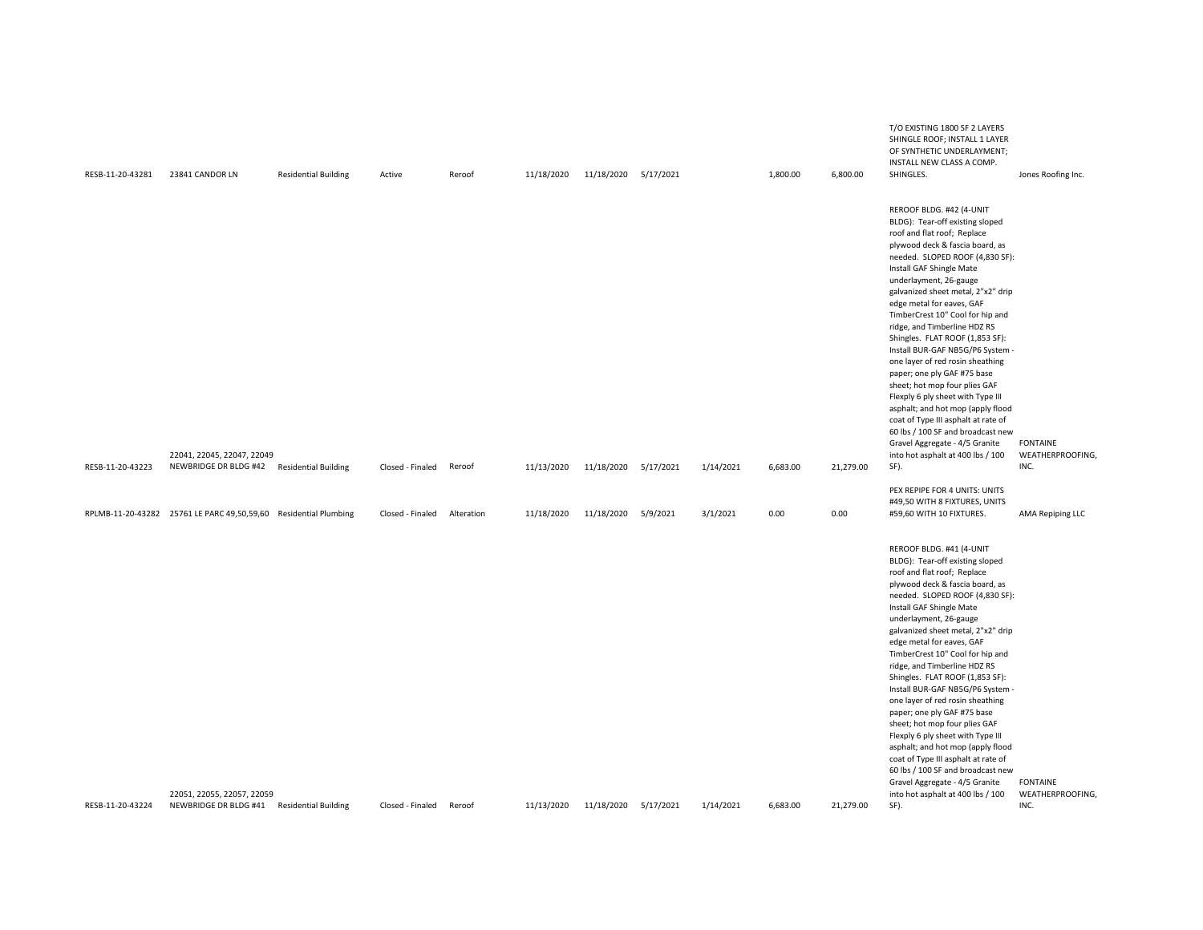| | | | | | | | | | | | | |
|---|---|---|---|---|---|---|---|---|---|---|---|---|
| RESB-11-20-43281 | 23841 CANDOR LN | Residential Building | Active | Reroof | 11/18/2020 | 11/18/2020 | 5/17/2021 | | 1,800.00 | 6,800.00 | T/O EXISTING 1800 SF 2 LAYERS SHINGLE ROOF; INSTALL 1 LAYER OF SYNTHETIC UNDERLAYMENT; INSTALL NEW CLASS A COMP. SHINGLES. | Jones Roofing Inc. |
| RESB-11-20-43223 | 22041, 22045, 22047, 22049 NEWBRIDGE DR BLDG #42 | Residential Building | Closed - Finaled | Reroof | 11/13/2020 | 11/18/2020 | 5/17/2021 | 1/14/2021 | 6,683.00 | 21,279.00 | REROOF BLDG. #42 (4-UNIT BLDG): Tear-off existing sloped roof and flat roof; Replace plywood deck & fascia board, as needed. SLOPED ROOF (4,830 SF): Install GAF Shingle Mate underlayment, 26-gauge galvanized sheet metal, 2"x2" drip edge metal for eaves, GAF TimberCrest 10" Cool for hip and ridge, and Timberline HDZ RS Shingles. FLAT ROOF (1,853 SF): Install BUR-GAF NB5G/P6 System - one layer of red rosin sheathing paper; one ply GAF #75 base sheet; hot mop four plies GAF Flexply 6 ply sheet with Type III asphalt; and hot mop (apply flood coat of Type III asphalt at rate of 60 lbs / 100 SF and broadcast new Gravel Aggregate - 4/5 Granite into hot asphalt at 400 lbs / 100 SF). | FONTAINE WEATHERPROOFING, INC. |
| RPLMB-11-20-43282 | 25761 LE PARC 49,50,59,60 | Residential Plumbing | Closed - Finaled | Alteration | 11/18/2020 | 11/18/2020 | 5/9/2021 | 3/1/2021 | 0.00 | 0.00 | PEX REPIPE FOR 4 UNITS: UNITS #49,50 WITH 8 FIXTURES, UNITS #59,60 WITH 10 FIXTURES. | AMA Repiping LLC |
| RESB-11-20-43224 | 22051, 22055, 22057, 22059 NEWBRIDGE DR BLDG #41 | Residential Building | Closed - Finaled | Reroof | 11/13/2020 | 11/18/2020 | 5/17/2021 | 1/14/2021 | 6,683.00 | 21,279.00 | REROOF BLDG. #41 (4-UNIT BLDG): Tear-off existing sloped roof and flat roof; Replace plywood deck & fascia board, as needed. SLOPED ROOF (4,830 SF): Install GAF Shingle Mate underlayment, 26-gauge galvanized sheet metal, 2"x2" drip edge metal for eaves, GAF TimberCrest 10" Cool for hip and ridge, and Timberline HDZ RS Shingles. FLAT ROOF (1,853 SF): Install BUR-GAF NB5G/P6 System - one layer of red rosin sheathing paper; one ply GAF #75 base sheet; hot mop four plies GAF Flexply 6 ply sheet with Type III asphalt; and hot mop (apply flood coat of Type III asphalt at rate of 60 lbs / 100 SF and broadcast new Gravel Aggregate - 4/5 Granite into hot asphalt at 400 lbs / 100 SF). | FONTAINE WEATHERPROOFING, INC. |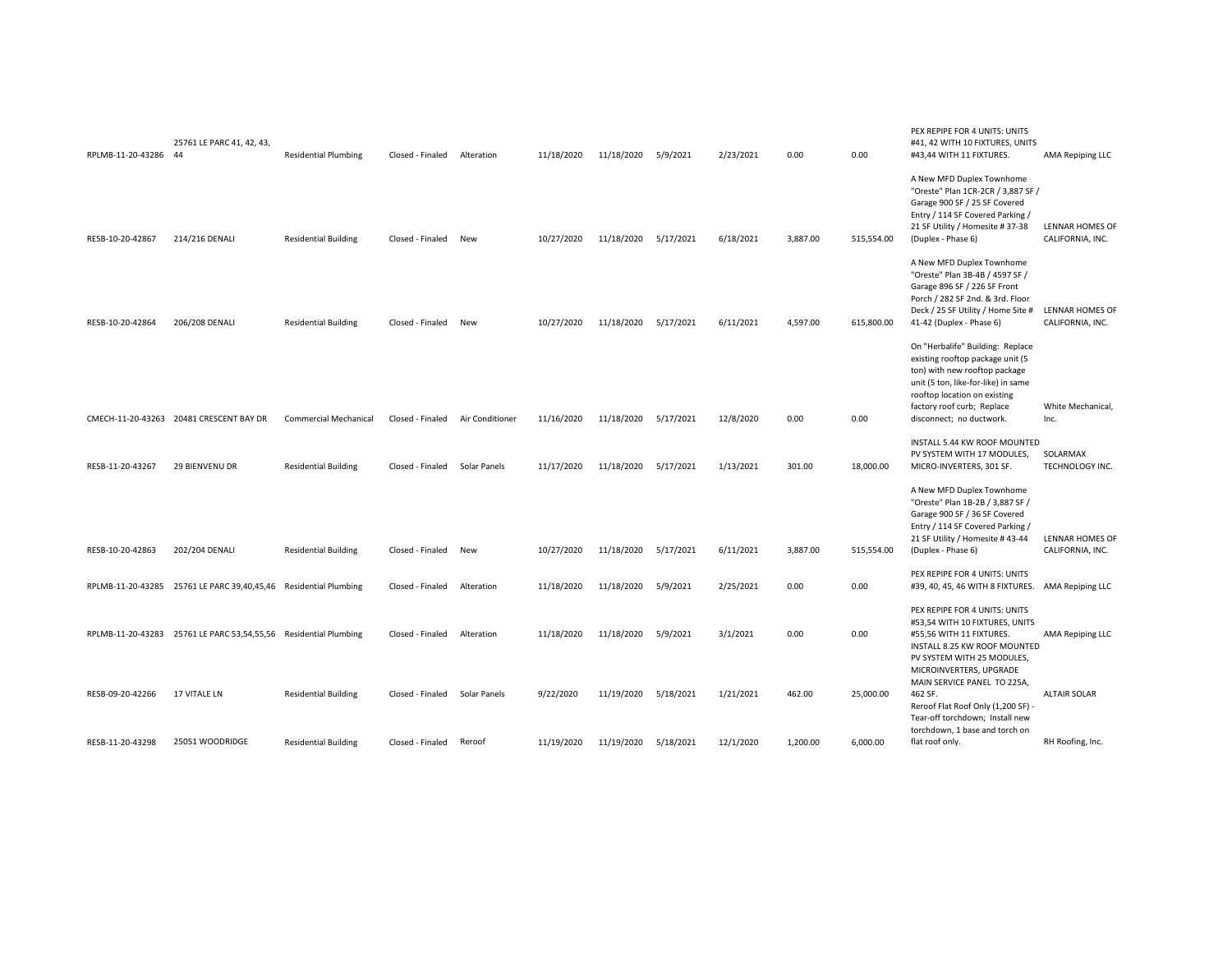| | | | | | | | | | | | | |
|---|---|---|---|---|---|---|---|---|---|---|---|---|
| RPLMB-11-20-43286 | 25761 LE PARC 41, 42, 43, 44 | Residential Plumbing | Closed - Finaled | Alteration | 11/18/2020 | 11/18/2020 | 5/9/2021 | 2/23/2021 | 0.00 | 0.00 | PEX REPIPE FOR 4 UNITS: UNITS #41, 42 WITH 10 FIXTURES, UNITS #43,44 WITH 11 FIXTURES. | AMA Repiping LLC |
| RESB-10-20-42867 | 214/216 DENALI | Residential Building | Closed - Finaled | New | 10/27/2020 | 11/18/2020 | 5/17/2021 | 6/18/2021 | 3,887.00 | 515,554.00 | A New MFD Duplex Townhome "Oreste" Plan 1CR-2CR / 3,887 SF / Garage 900 SF / 25 SF Covered Entry / 114 SF Covered Parking / 21 SF Utility / Homesite # 37-38 (Duplex - Phase 6) | LENNAR HOMES OF CALIFORNIA, INC. |
| RESB-10-20-42864 | 206/208 DENALI | Residential Building | Closed - Finaled | New | 10/27/2020 | 11/18/2020 | 5/17/2021 | 6/11/2021 | 4,597.00 | 615,800.00 | A New MFD Duplex Townhome "Oreste" Plan 3B-4B / 4597 SF / Garage 896 SF / 226 SF Front Porch / 282 SF 2nd. & 3rd. Floor Deck / 25 SF Utility / Home Site # 41-42 (Duplex - Phase 6) | LENNAR HOMES OF CALIFORNIA, INC. |
| CMECH-11-20-43263 | 20481 CRESCENT BAY DR | Commercial Mechanical | Closed - Finaled | Air Conditioner | 11/16/2020 | 11/18/2020 | 5/17/2021 | 12/8/2020 | 0.00 | 0.00 | On "Herbalife" Building: Replace existing rooftop package unit (5 ton) with new rooftop package unit (5 ton, like-for-like) in same rooftop location on existing factory roof curb; Replace disconnect; no ductwork. | White Mechanical, Inc. |
| RESB-11-20-43267 | 29 BIENVENU DR | Residential Building | Closed - Finaled | Solar Panels | 11/17/2020 | 11/18/2020 | 5/17/2021 | 1/13/2021 | 301.00 | 18,000.00 | INSTALL 5.44 KW ROOF MOUNTED PV SYSTEM WITH 17 MODULES, MICRO-INVERTERS, 301 SF. | SOLARMAX TECHNOLOGY INC. |
| RESB-10-20-42863 | 202/204 DENALI | Residential Building | Closed - Finaled | New | 10/27/2020 | 11/18/2020 | 5/17/2021 | 6/11/2021 | 3,887.00 | 515,554.00 | A New MFD Duplex Townhome "Oreste" Plan 1B-2B / 3,887 SF / Garage 900 SF / 36 SF Covered Entry / 114 SF Covered Parking / 21 SF Utility / Homesite # 43-44 (Duplex - Phase 6) | LENNAR HOMES OF CALIFORNIA, INC. |
| RPLMB-11-20-43285 | 25761 LE PARC 39,40,45,46 | Residential Plumbing | Closed - Finaled | Alteration | 11/18/2020 | 11/18/2020 | 5/9/2021 | 2/25/2021 | 0.00 | 0.00 | PEX REPIPE FOR 4 UNITS: UNITS #39, 40, 45, 46 WITH 8 FIXTURES. | AMA Repiping LLC |
| RPLMB-11-20-43283 | 25761 LE PARC 53,54,55,56 | Residential Plumbing | Closed - Finaled | Alteration | 11/18/2020 | 11/18/2020 | 5/9/2021 | 3/1/2021 | 0.00 | 0.00 | PEX REPIPE FOR 4 UNITS: UNITS #53,54 WITH 10 FIXTURES, UNITS #55,56 WITH 11 FIXTURES. | AMA Repiping LLC |
| RESB-09-20-42266 | 17 VITALE LN | Residential Building | Closed - Finaled | Solar Panels | 9/22/2020 | 11/19/2020 | 5/18/2021 | 1/21/2021 | 462.00 | 25,000.00 | INSTALL 8.25 KW ROOF MOUNTED PV SYSTEM WITH 25 MODULES, MICROINVERTERS, UPGRADE MAIN SERVICE PANEL TO 225A, 462 SF. | ALTAIR SOLAR |
| RESB-11-20-43298 | 25051 WOODRIDGE | Residential Building | Closed - Finaled | Reroof | 11/19/2020 | 11/19/2020 | 5/18/2021 | 12/1/2020 | 1,200.00 | 6,000.00 | Reroof Flat Roof Only (1,200 SF) - Tear-off torchdown; Install new torchdown, 1 base and torch on flat roof only. | RH Roofing, Inc. |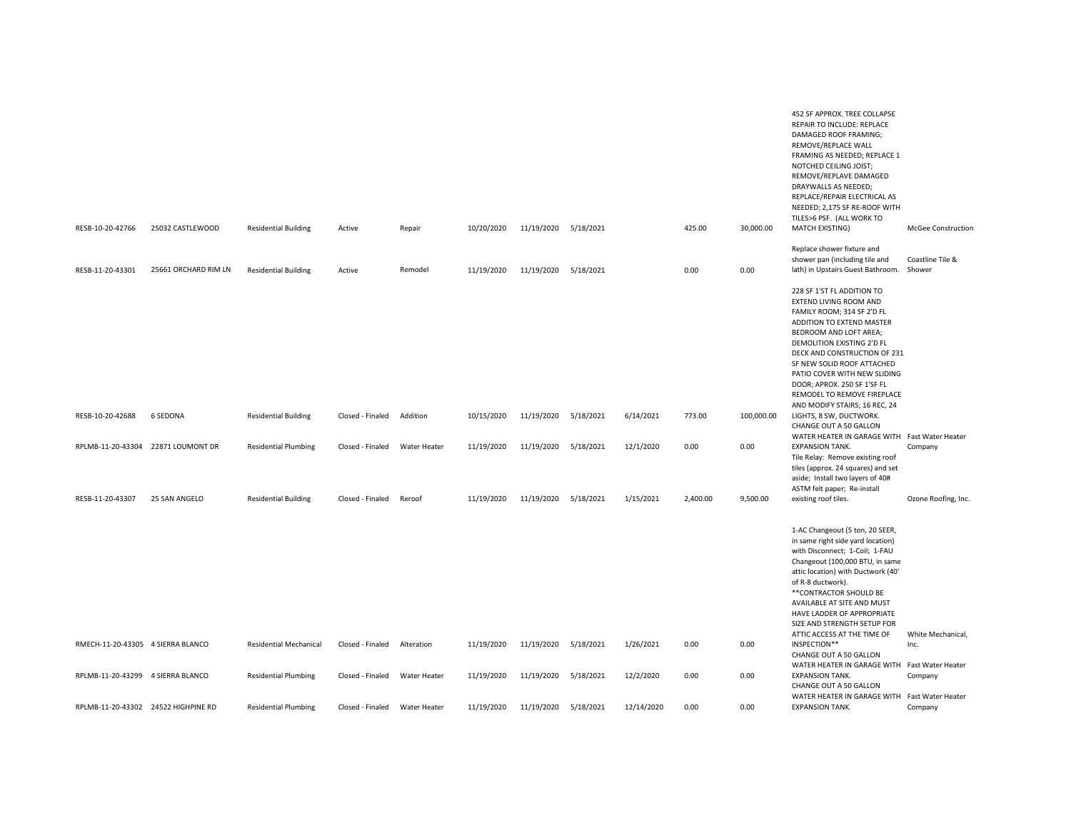| | | | | | | | | | | | | |
|---|---|---|---|---|---|---|---|---|---|---|---|---|
| RESB-10-20-42766 | 25032 CASTLEWOOD | Residential Building | Active | Repair | 10/20/2020 | 11/19/2020 | 5/18/2021 | | 425.00 | 30,000.00 | 452 SF APPROX. TREE COLLAPSE REPAIR TO INCLUDE: REPLACE DAMAGED ROOF FRAMING; REMOVE/REPLACE WALL FRAMING AS NEEDED; REPLACE 1 NOTCHED CEILING JOIST; REMOVE/REPLAVE DAMAGED DRAYWALLS AS NEEDED; REPLACE/REPAIR ELECTRICAL AS NEEDED; 2,175 SF RE-ROOF WITH TILES>6 PSF. (ALL WORK TO MATCH EXISTING) | McGee Construction |
| RESB-11-20-43301 | 25661 ORCHARD RIM LN | Residential Building | Active | Remodel | 11/19/2020 | 11/19/2020 | 5/18/2021 | | 0.00 | 0.00 | Replace shower fixture and shower pan (including tile and lath) in Upstairs Guest Bathroom. | Coastline Tile & Shower |
| RESB-10-20-42688 | 6 SEDONA | Residential Building | Closed - Finaled | Addition | 10/15/2020 | 11/19/2020 | 5/18/2021 | 6/14/2021 | 773.00 | 100,000.00 | 228 SF 1'ST FL ADDITION TO EXTEND LIVING ROOM AND FAMILY ROOM; 314 SF 2'D FL ADDITION TO EXTEND MASTER BEDROOM AND LOFT AREA; DEMOLITION EXISTING 2'D FL DECK AND CONSTRUCTION OF 231 SF NEW SOLID ROOF ATTACHED PATIO COVER WITH NEW SLIDING DOOR; APROX. 250 SF 1'SF FL REMODEL TO REMOVE FIREPLACE AND MODIFY STAIRS; 16 REC, 24 LIGHTS, 8 SW, DUCTWORK. | |
| RPLMB-11-20-43304 | 22871 LOUMONT DR | Residential Plumbing | Closed - Finaled | Water Heater | 11/19/2020 | 11/19/2020 | 5/18/2021 | 12/1/2020 | 0.00 | 0.00 | CHANGE OUT A 50 GALLON WATER HEATER IN GARAGE WITH EXPANSION TANK. | Fast Water Heater Company |
| RESB-11-20-43307 | 25 SAN ANGELO | Residential Building | Closed - Finaled | Reroof | 11/19/2020 | 11/19/2020 | 5/18/2021 | 1/15/2021 | 2,400.00 | 9,500.00 | Tile Relay: Remove existing roof tiles (approx. 24 squares) and set aside; Install two layers of 40# ASTM felt paper; Re-install existing roof tiles. | Ozone Roofing, Inc. |
| RMECH-11-20-43305 | 4 SIERRA BLANCO | Residential Mechanical | Closed - Finaled | Alteration | 11/19/2020 | 11/19/2020 | 5/18/2021 | 1/26/2021 | 0.00 | 0.00 | 1-AC Changeout (5 ton, 20 SEER, in same right side yard location) with Disconnect; 1-Coil; 1-FAU Changeout (100,000 BTU, in same attic location) with Ductwork (40' of R-8 ductwork). **CONTRACTOR SHOULD BE AVAILABLE AT SITE AND MUST HAVE LADDER OF APPROPRIATE SIZE AND STRENGTH SETUP FOR ATTIC ACCESS AT THE TIME OF INSPECTION** | White Mechanical, Inc. |
| RPLMB-11-20-43299 | 4 SIERRA BLANCO | Residential Plumbing | Closed - Finaled | Water Heater | 11/19/2020 | 11/19/2020 | 5/18/2021 | 12/2/2020 | 0.00 | 0.00 | CHANGE OUT A 50 GALLON WATER HEATER IN GARAGE WITH EXPANSION TANK. | Fast Water Heater Company |
| RPLMB-11-20-43302 | 24522 HIGHPINE RD | Residential Plumbing | Closed - Finaled | Water Heater | 11/19/2020 | 11/19/2020 | 5/18/2021 | 12/14/2020 | 0.00 | 0.00 | CHANGE OUT A 50 GALLON WATER HEATER IN GARAGE WITH EXPANSION TANK. | Fast Water Heater Company |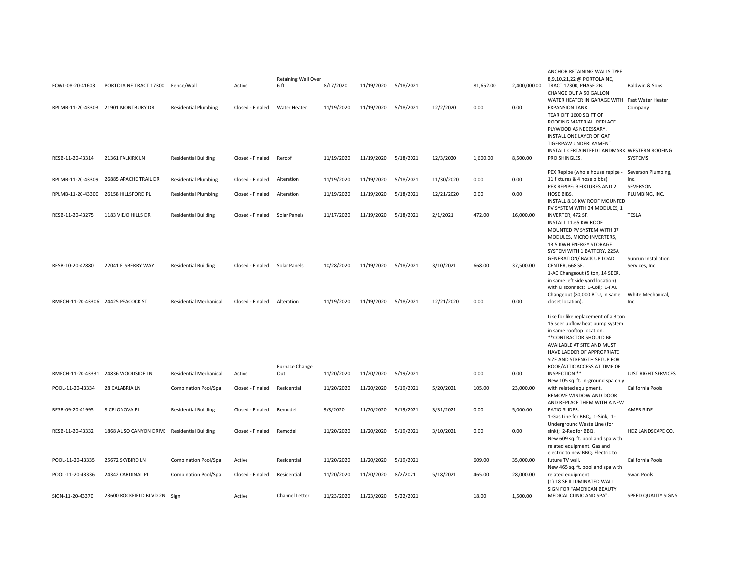| | | | | | | | | | | | | |
|---|---|---|---|---|---|---|---|---|---|---|---|---|
| FCWL-08-20-41603 | PORTOLA NE TRACT 17300 | Fence/Wall | Active | Retaining Wall Over 6 ft | 8/17/2020 | 11/19/2020 | 5/18/2021 | | 81,652.00 | 2,400,000.00 | ANCHOR RETAINING WALLS TYPE 8,9,10,21,22 @ PORTOLA NE, TRACT 17300, PHASE 2B. | Baldwin & Sons |
| RPLMB-11-20-43303 | 21901 MONTBURY DR | Residential Plumbing | Closed - Finaled | Water Heater | 11/19/2020 | 11/19/2020 | 5/18/2021 | 12/2/2020 | 0.00 | 0.00 | CHANGE OUT A 50 GALLON WATER HEATER IN GARAGE WITH EXPANSION TANK. | Fast Water Heater Company |
| RESB-11-20-43314 | 21361 FALKIRK LN | Residential Building | Closed - Finaled | Reroof | 11/19/2020 | 11/19/2020 | 5/18/2021 | 12/3/2020 | 1,600.00 | 8,500.00 | TEAR OFF 1600 SQ FT OF ROOFING MATERIAL. REPLACE PLYWOOD AS NECESSARY. INSTALL ONE LAYER OF GAF TIGERPAW UNDERLAYMENT. INSTALL CERTAINTEED LANDMARK PRO SHINGLES. | WESTERN ROOFING SYSTEMS |
| RPLMB-11-20-43309 | 26885 APACHE TRAIL DR | Residential Plumbing | Closed - Finaled | Alteration | 11/19/2020 | 11/19/2020 | 5/18/2021 | 11/30/2020 | 0.00 | 0.00 | PEX Repipe (whole house repipe - 11 fixtures & 4 hose bibbs) | Severson Plumbing, Inc. |
| RPLMB-11-20-43300 | 26158 HILLSFORD PL | Residential Plumbing | Closed - Finaled | Alteration | 11/19/2020 | 11/19/2020 | 5/18/2021 | 12/21/2020 | 0.00 | 0.00 | PEX REPIPE: 9 FIXTURES AND 2 HOSE BIBS. | SEVERSON PLUMBING, INC. |
| RESB-11-20-43275 | 1183 VIEJO HILLS DR | Residential Building | Closed - Finaled | Solar Panels | 11/17/2020 | 11/19/2020 | 5/18/2021 | 2/1/2021 | 472.00 | 16,000.00 | INSTALL 8.16 KW ROOF MOUNTED PV SYSTEM WITH 24 MODULES, 1 INVERTER, 472 SF. | TESLA |
| RESB-10-20-42880 | 22041 ELSBERRY WAY | Residential Building | Closed - Finaled | Solar Panels | 10/28/2020 | 11/19/2020 | 5/18/2021 | 3/10/2021 | 668.00 | 37,500.00 | INSTALL 11.65 KW ROOF MOUNTED PV SYSTEM WITH 37 MODULES, MICRO INVERTERS, 13.5 KWH ENERGY STORAGE SYSTEM WITH 1 BATTERY, 225A GENERATION/ BACK UP LOAD CENTER, 668 SF. | Sunrun Installation Services, Inc. |
| RMECH-11-20-43306 | 24425 PEACOCK ST | Residential Mechanical | Closed - Finaled | Alteration | 11/19/2020 | 11/19/2020 | 5/18/2021 | 12/21/2020 | 0.00 | 0.00 | 1-AC Changeout (5 ton, 14 SEER, in same left side yard location) with Disconnect; 1-Coil; 1-FAU Changeout (80,000 BTU, in same closet location). | White Mechanical, Inc. |
| RMECH-11-20-43331 | 24836 WOODSIDE LN | Residential Mechanical | Active | Furnace Change Out | 11/20/2020 | 11/20/2020 | 5/19/2021 | | 0.00 | 0.00 | Like for like replacement of a 3 ton 15 seer upflow heat pump system in same rooftop location. **CONTRACTOR SHOULD BE AVAILABLE AT SITE AND MUST HAVE LADDER OF APPROPRIATE SIZE AND STRENGTH SETUP FOR ROOF/ATTIC ACCESS AT TIME OF INSPECTION.** | JUST RIGHT SERVICES |
| POOL-11-20-43334 | 28 CALABRIA LN | Combination Pool/Spa | Closed - Finaled | Residential | 11/20/2020 | 11/20/2020 | 5/19/2021 | 5/20/2021 | 105.00 | 23,000.00 | New 105 sq. ft. in-ground spa only with related equipment. | California Pools |
| RESB-09-20-41995 | 8 CELONOVA PL | Residential Building | Closed - Finaled | Remodel | 9/8/2020 | 11/20/2020 | 5/19/2021 | 3/31/2021 | 0.00 | 5,000.00 | REMOVE WINDOW AND DOOR AND REPLACE THEM WITH A NEW PATIO SLIDER. | AMERISIDE |
| RESB-11-20-43332 | 1868 ALISO CANYON DRIVE | Residential Building | Closed - Finaled | Remodel | 11/20/2020 | 11/20/2020 | 5/19/2021 | 3/10/2021 | 0.00 | 0.00 | 1-Gas Line for BBQ, 1-Sink, 1-Underground Waste Line (for sink); 2-Rec for BBQ. | HDZ LANDSCAPE CO. |
| POOL-11-20-43335 | 25672 SKYBIRD LN | Combination Pool/Spa | Active | Residential | 11/20/2020 | 11/20/2020 | 5/19/2021 | | 609.00 | 35,000.00 | New 609 sq. ft. pool and spa with related equipment. Gas and electric to new BBQ. Electric to future TV wall. | California Pools |
| POOL-11-20-43336 | 24342 CARDINAL PL | Combination Pool/Spa | Closed - Finaled | Residential | 11/20/2020 | 11/20/2020 | 8/2/2021 | 5/18/2021 | 465.00 | 28,000.00 | New 465 sq. ft. pool and spa with related equipment. | Swan Pools |
| SIGN-11-20-43370 | 23600 ROCKFIELD BLVD 2N | Sign | Active | Channel Letter | 11/23/2020 | 11/23/2020 | 5/22/2021 | | 18.00 | 1,500.00 | (1) 18 SF ILLUMINATED WALL SIGN FOR "AMERICAN BEAUTY MEDICAL CLINIC AND SPA". | SPEED QUALITY SIGNS |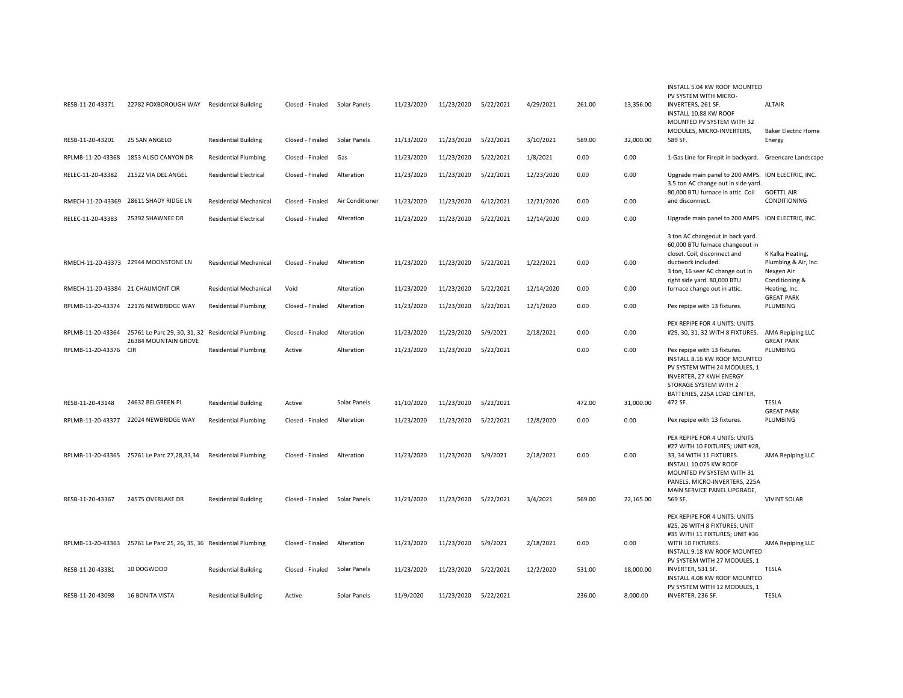| | | | | | | | | | | | | |
|---|---|---|---|---|---|---|---|---|---|---|---|---|
| RESB-11-20-43371 | 22782 FOXBOROUGH WAY | Residential Building | Closed - Finaled | Solar Panels | 11/23/2020 | 11/23/2020 | 5/22/2021 | 4/29/2021 | 261.00 | 13,356.00 | INSTALL 5.04 KW ROOF MOUNTED PV SYSTEM WITH MICRO-INVERTERS, 261 SF. | ALTAIR |
| RESB-11-20-43201 | 25 SAN ANGELO | Residential Building | Closed - Finaled | Solar Panels | 11/13/2020 | 11/23/2020 | 5/22/2021 | 3/10/2021 | 589.00 | 32,000.00 | INSTALL 10.88 KW ROOF MOUNTED PV SYSTEM WITH 32 MODULES, MICRO-INVERTERS, 589 SF. | Baker Electric Home Energy |
| RPLMB-11-20-43368 | 1853 ALISO CANYON DR | Residential Plumbing | Closed - Finaled | Gas | 11/23/2020 | 11/23/2020 | 5/22/2021 | 1/8/2021 | 0.00 | 0.00 | 1-Gas Line for Firepit in backyard. | Greencare Landscape |
| RELEC-11-20-43382 | 21522 VIA DEL ANGEL | Residential Electrical | Closed - Finaled | Alteration | 11/23/2020 | 11/23/2020 | 5/22/2021 | 12/23/2020 | 0.00 | 0.00 | Upgrade main panel to 200 AMPS. | ION ELECTRIC, INC. |
| RMECH-11-20-43369 | 28611 SHADY RIDGE LN | Residential Mechanical | Closed - Finaled | Air Conditioner | 11/23/2020 | 11/23/2020 | 6/12/2021 | 12/21/2020 | 0.00 | 0.00 | 3.5 ton AC change out in side yard. 80,000 BTU furnace in attic. Coil and disconnect. | GOETTL AIR CONDITIONING |
| RELEC-11-20-43383 | 25392 SHAWNEE DR | Residential Electrical | Closed - Finaled | Alteration | 11/23/2020 | 11/23/2020 | 5/22/2021 | 12/14/2020 | 0.00 | 0.00 | Upgrade main panel to 200 AMPS. | ION ELECTRIC, INC. |
| RMECH-11-20-43373 | 22944 MOONSTONE LN | Residential Mechanical | Closed - Finaled | Alteration | 11/23/2020 | 11/23/2020 | 5/22/2021 | 1/22/2021 | 0.00 | 0.00 | 3 ton AC changeout in back yard. 60,000 BTU furnace changeout in closet. Coil, disconnect and ductwork included. | K Kalka Heating, Plumbing & Air, Inc. |
| RMECH-11-20-43384 | 21 CHAUMONT CIR | Residential Mechanical | Void | Alteration | 11/23/2020 | 11/23/2020 | 5/22/2021 | 12/14/2020 | 0.00 | 0.00 | 3 ton, 16 seer AC change out in right side yard. 80,000 BTU furnace change out in attic. | Nexgen Air Conditioning & Heating, Inc. |
| RPLMB-11-20-43374 | 22176 NEWBRIDGE WAY | Residential Plumbing | Closed - Finaled | Alteration | 11/23/2020 | 11/23/2020 | 5/22/2021 | 12/1/2020 | 0.00 | 0.00 | Pex repipe with 13 fixtures. | GREAT PARK PLUMBING |
| RPLMB-11-20-43364 | 25761 Le Parc 29, 30, 31, 32 | Residential Plumbing | Closed - Finaled | Alteration | 11/23/2020 | 11/23/2020 | 5/9/2021 | 2/18/2021 | 0.00 | 0.00 | PEX REPIPE FOR 4 UNITS: UNITS #29, 30, 31, 32 WITH 8 FIXTURES. | AMA Repiping LLC |
| RPLMB-11-20-43376 | 26384 MOUNTAIN GROVE CIR | Residential Plumbing | Active | Alteration | 11/23/2020 | 11/23/2020 | 5/22/2021 | | 0.00 | 0.00 | Pex repipe with 13 fixtures. | GREAT PARK PLUMBING |
| RESB-11-20-43148 | 24632 BELGREEN PL | Residential Building | Active | Solar Panels | 11/10/2020 | 11/23/2020 | 5/22/2021 | | 472.00 | 31,000.00 | INSTALL 8.16 KW ROOF MOUNTED PV SYSTEM WITH 24 MODULES, 1 INVERTER, 27 KWH ENERGY STORAGE SYSTEM WITH 2 BATTERIES, 225A LOAD CENTER, 472 SF. | TESLA |
| RPLMB-11-20-43377 | 22024 NEWBRIDGE WAY | Residential Plumbing | Closed - Finaled | Alteration | 11/23/2020 | 11/23/2020 | 5/22/2021 | 12/8/2020 | 0.00 | 0.00 | Pex repipe with 13 fixtures. | GREAT PARK PLUMBING |
| RPLMB-11-20-43365 | 25761 Le Parc 27,28,33,34 | Residential Plumbing | Closed - Finaled | Alteration | 11/23/2020 | 11/23/2020 | 5/9/2021 | 2/18/2021 | 0.00 | 0.00 | PEX REPIPE FOR 4 UNITS: UNITS #27 WITH 10 FIXTURES; UNIT #28, 33, 34 WITH 11 FIXTURES. | AMA Repiping LLC |
| RESB-11-20-43367 | 24575 OVERLAKE DR | Residential Building | Closed - Finaled | Solar Panels | 11/23/2020 | 11/23/2020 | 5/22/2021 | 3/4/2021 | 569.00 | 22,165.00 | INSTALL 10.075 KW ROOF MOUNTED PV SYSTEM WITH 31 PANELS, MICRO-INVERTERS, 225A MAIN SERVICE PANEL UPGRADE, 569 SF. | VIVINT SOLAR |
| RPLMB-11-20-43363 | 25761 Le Parc 25, 26, 35, 36 | Residential Plumbing | Closed - Finaled | Alteration | 11/23/2020 | 11/23/2020 | 5/9/2021 | 2/18/2021 | 0.00 | 0.00 | PEX REPIPE FOR 4 UNITS: UNITS #25, 26 WITH 8 FIXTURES; UNIT #35 WITH 11 FIXTURES; UNIT #36 WITH 10 FIXTURES. | AMA Repiping LLC |
| RESB-11-20-43381 | 10 DOGWOOD | Residential Building | Closed - Finaled | Solar Panels | 11/23/2020 | 11/23/2020 | 5/22/2021 | 12/2/2020 | 531.00 | 18,000.00 | INSTALL 9.18 KW ROOF MOUNTED PV SYSTEM WITH 27 MODULES, 1 INVERTER, 531 SF. | TESLA |
| RESB-11-20-43098 | 16 BONITA VISTA | Residential Building | Active | Solar Panels | 11/9/2020 | 11/23/2020 | 5/22/2021 | | 236.00 | 8,000.00 | INSTALL 4.08 KW ROOF MOUNTED PV SYSTEM WITH 12 MODULES, 1 INVERTER. 236 SF. | TESLA |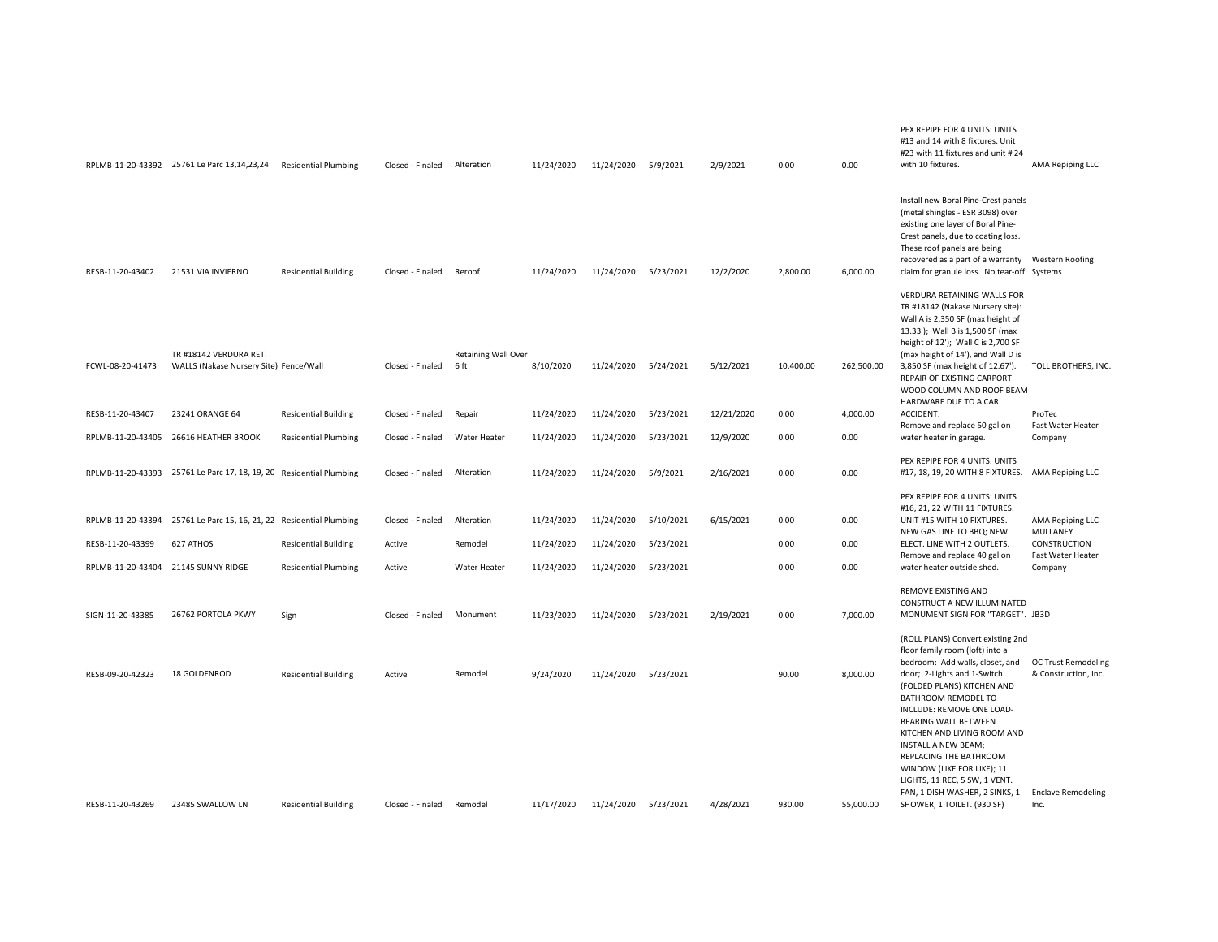| | | | | | | | | | | | | |
|---|---|---|---|---|---|---|---|---|---|---|---|---|
| RPLMB-11-20-43392 | 25761 Le Parc 13,14,23,24 | Residential Plumbing | Closed - Finaled | Alteration | 11/24/2020 | 11/24/2020 | 5/9/2021 | 2/9/2021 | 0.00 | 0.00 | PEX REPIPE FOR 4 UNITS: UNITS #13 and 14 with 8 fixtures. Unit #23 with 11 fixtures and unit # 24 with 10 fixtures. | AMA Repiping LLC |
| RESB-11-20-43402 | 21531 VIA INVIERNO | Residential Building | Closed - Finaled | Reroof | 11/24/2020 | 11/24/2020 | 5/23/2021 | 12/2/2020 | 2,800.00 | 6,000.00 | Install new Boral Pine-Crest panels (metal shingles - ESR 3098) over existing one layer of Boral Pine-Crest panels, due to coating loss. These roof panels are being recovered as a part of a warranty claim for granule loss. No tear-off. | Western Roofing Systems |
| FCWL-08-20-41473 | TR #18142 VERDURA RET. WALLS (Nakase Nursery Site) | Fence/Wall | Closed - Finaled | Retaining Wall Over 6 ft | 8/10/2020 | 11/24/2020 | 5/24/2021 | 5/12/2021 | 10,400.00 | 262,500.00 | VERDURA RETAINING WALLS FOR TR #18142 (Nakase Nursery site): Wall A is 2,350 SF (max height of 13.33'); Wall B is 1,500 SF (max height of 12'); Wall C is 2,700 SF (max height of 14'), and Wall D is 3,850 SF (max height of 12.67'). | TOLL BROTHERS, INC. |
| RESB-11-20-43407 | 23241 ORANGE 64 | Residential Building | Closed - Finaled | Repair | 11/24/2020 | 11/24/2020 | 5/23/2021 | 12/21/2020 | 0.00 | 4,000.00 | REPAIR OF EXISTING CARPORT WOOD COLUMN AND ROOF BEAM HARDWARE DUE TO A CAR ACCIDENT. | ProTec |
| RPLMB-11-20-43405 | 26616 HEATHER BROOK | Residential Plumbing | Closed - Finaled | Water Heater | 11/24/2020 | 11/24/2020 | 5/23/2021 | 12/9/2020 | 0.00 | 0.00 | Remove and replace 50 gallon water heater in garage. | Fast Water Heater Company |
| RPLMB-11-20-43393 | 25761 Le Parc 17, 18, 19, 20 | Residential Plumbing | Closed - Finaled | Alteration | 11/24/2020 | 11/24/2020 | 5/9/2021 | 2/16/2021 | 0.00 | 0.00 | PEX REPIPE FOR 4 UNITS: UNITS #17, 18, 19, 20 WITH 8 FIXTURES. | AMA Repiping LLC |
| RPLMB-11-20-43394 | 25761 Le Parc 15, 16, 21, 22 | Residential Plumbing | Closed - Finaled | Alteration | 11/24/2020 | 11/24/2020 | 5/10/2021 | 6/15/2021 | 0.00 | 0.00 | PEX REPIPE FOR 4 UNITS: UNITS #16, 21, 22 WITH 11 FIXTURES. UNIT #15 WITH 10 FIXTURES. | AMA Repiping LLC |
| RESB-11-20-43399 | 627 ATHOS | Residential Building | Active | Remodel | 11/24/2020 | 11/24/2020 | 5/23/2021 | | 0.00 | 0.00 | NEW GAS LINE TO BBQ; NEW ELECT. LINE WITH 2 OUTLETS. | MULLANEY CONSTRUCTION |
| RPLMB-11-20-43404 | 21145 SUNNY RIDGE | Residential Plumbing | Active | Water Heater | 11/24/2020 | 11/24/2020 | 5/23/2021 | | 0.00 | 0.00 | Remove and replace 40 gallon water heater outside shed. | Fast Water Heater Company |
| SIGN-11-20-43385 | 26762 PORTOLA PKWY | Sign | Closed - Finaled | Monument | 11/23/2020 | 11/24/2020 | 5/23/2021 | 2/19/2021 | 0.00 | 7,000.00 | REMOVE EXISTING AND CONSTRUCT A NEW ILLUMINATED MONUMENT SIGN FOR "TARGET". | JB3D |
| RESB-09-20-42323 | 18 GOLDENROD | Residential Building | Active | Remodel | 9/24/2020 | 11/24/2020 | 5/23/2021 | | 90.00 | 8,000.00 | (ROLL PLANS) Convert existing 2nd floor family room (loft) into a bedroom: Add walls, closet, and door; 2-Lights and 1-Switch. | OC Trust Remodeling & Construction, Inc. |
| RESB-11-20-43269 | 23485 SWALLOW LN | Residential Building | Closed - Finaled | Remodel | 11/17/2020 | 11/24/2020 | 5/23/2021 | 4/28/2021 | 930.00 | 55,000.00 | (FOLDED PLANS) KITCHEN AND BATHROOM REMODEL TO INCLUDE: REMOVE ONE LOAD-BEARING WALL BETWEEN KITCHEN AND LIVING ROOM AND INSTALL A NEW BEAM; REPLACING THE BATHROOM WINDOW (LIKE FOR LIKE); 11 LIGHTS, 11 REC, 5 SW, 1 VENT. FAN, 1 DISH WASHER, 2 SINKS, 1 SHOWER, 1 TOILET. (930 SF) | Enclave Remodeling Inc. |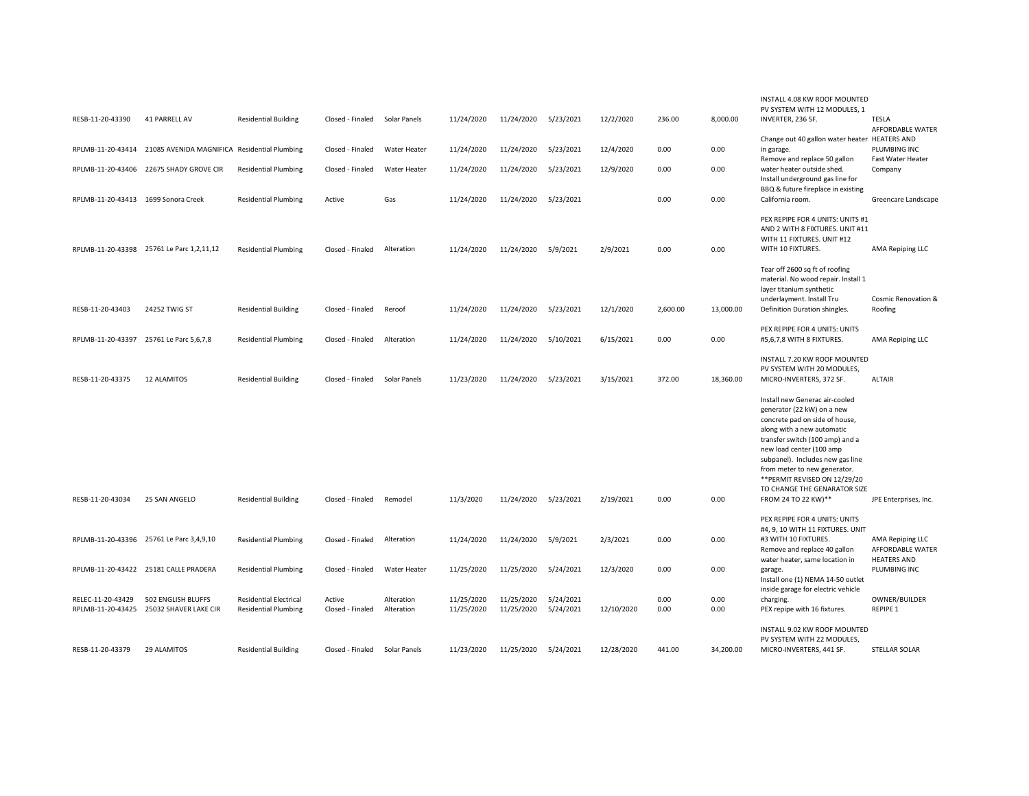| | | | | | | | | | | | | |
|---|---|---|---|---|---|---|---|---|---|---|---|---|
| RESB-11-20-43390 | 41 PARRELL AV | Residential Building | Closed - Finaled | Solar Panels | 11/24/2020 | 11/24/2020 | 5/23/2021 | 12/2/2020 | 236.00 | 8,000.00 | INSTALL 4.08 KW ROOF MOUNTED PV SYSTEM WITH 12 MODULES, 1 INVERTER, 236 SF. | TESLA |
| RPLMB-11-20-43414 | 21085 AVENIDA MAGNIFICA | Residential Plumbing | Closed - Finaled | Water Heater | 11/24/2020 | 11/24/2020 | 5/23/2021 | 12/4/2020 | 0.00 | 0.00 | Change out 40 gallon water heater in garage. | AFFORDABLE WATER HEATERS AND PLUMBING INC |
| RPLMB-11-20-43406 | 22675 SHADY GROVE CIR | Residential Plumbing | Closed - Finaled | Water Heater | 11/24/2020 | 11/24/2020 | 5/23/2021 | 12/9/2020 | 0.00 | 0.00 | Remove and replace 50 gallon water heater outside shed. | Fast Water Heater Company |
| RPLMB-11-20-43413 | 1699 Sonora Creek | Residential Plumbing | Active | Gas | 11/24/2020 | 11/24/2020 | 5/23/2021 | | 0.00 | 0.00 | Install underground gas line for BBQ & future fireplace in existing California room. | Greencare Landscape |
| RPLMB-11-20-43398 | 25761 Le Parc 1,2,11,12 | Residential Plumbing | Closed - Finaled | Alteration | 11/24/2020 | 11/24/2020 | 5/9/2021 | 2/9/2021 | 0.00 | 0.00 | PEX REPIPE FOR 4 UNITS: UNITS #1 AND 2 WITH 8 FIXTURES. UNIT #11 WITH 11 FIXTURES. UNIT #12 WITH 10 FIXTURES. | AMA Repiping LLC |
| RESB-11-20-43403 | 24252 TWIG ST | Residential Building | Closed - Finaled | Reroof | 11/24/2020 | 11/24/2020 | 5/23/2021 | 12/1/2020 | 2,600.00 | 13,000.00 | Tear off 2600 sq ft of roofing material. No wood repair. Install 1 layer titanium synthetic underlayment. Install Tru Definition Duration shingles. | Cosmic Renovation & Roofing |
| RPLMB-11-20-43397 | 25761 Le Parc 5,6,7,8 | Residential Plumbing | Closed - Finaled | Alteration | 11/24/2020 | 11/24/2020 | 5/10/2021 | 6/15/2021 | 0.00 | 0.00 | PEX REPIPE FOR 4 UNITS: UNITS #5,6,7,8 WITH 8 FIXTURES. | AMA Repiping LLC |
| RESB-11-20-43375 | 12 ALAMITOS | Residential Building | Closed - Finaled | Solar Panels | 11/23/2020 | 11/24/2020 | 5/23/2021 | 3/15/2021 | 372.00 | 18,360.00 | INSTALL 7.20 KW ROOF MOUNTED PV SYSTEM WITH 20 MODULES, MICRO-INVERTERS, 372 SF. | ALTAIR |
| RESB-11-20-43034 | 25 SAN ANGELO | Residential Building | Closed - Finaled | Remodel | 11/3/2020 | 11/24/2020 | 5/23/2021 | 2/19/2021 | 0.00 | 0.00 | Install new Generac air-cooled generator (22 kW) on a new concrete pad on side of house, along with a new automatic transfer switch (100 amp) and a new load center (100 amp subpanel). Includes new gas line from meter to new generator. **PERMIT REVISED ON 12/29/20 TO CHANGE THE GENARATOR SIZE FROM 24 TO 22 KW)** | JPE Enterprises, Inc. |
| RPLMB-11-20-43396 | 25761 Le Parc 3,4,9,10 | Residential Plumbing | Closed - Finaled | Alteration | 11/24/2020 | 11/24/2020 | 5/9/2021 | 2/3/2021 | 0.00 | 0.00 | PEX REPIPE FOR 4 UNITS: UNITS #4, 9, 10 WITH 11 FIXTURES. UNIT #3 WITH 10 FIXTURES. | AMA Repiping LLC |
| RPLMB-11-20-43422 | 25181 CALLE PRADERA | Residential Plumbing | Closed - Finaled | Water Heater | 11/25/2020 | 11/25/2020 | 5/24/2021 | 12/3/2020 | 0.00 | 0.00 | Remove and replace 40 gallon water heater, same location in garage. | AFFORDABLE WATER HEATERS AND PLUMBING INC |
| RELEC-11-20-43429 | 502 ENGLISH BLUFFS | Residential Electrical | Active | Alteration | 11/25/2020 | 11/25/2020 | 5/24/2021 | | 0.00 | 0.00 | Install one (1) NEMA 14-50 outlet inside garage for electric vehicle charging. | OWNER/BUILDER |
| RPLMB-11-20-43425 | 25032 SHAVER LAKE CIR | Residential Plumbing | Closed - Finaled | Alteration | 11/25/2020 | 11/25/2020 | 5/24/2021 | 12/10/2020 | 0.00 | 0.00 | PEX repipe with 16 fixtures. | REPIPE 1 |
| RESB-11-20-43379 | 29 ALAMITOS | Residential Building | Closed - Finaled | Solar Panels | 11/23/2020 | 11/25/2020 | 5/24/2021 | 12/28/2020 | 441.00 | 34,200.00 | INSTALL 9.02 KW ROOF MOUNTED PV SYSTEM WITH 22 MODULES, MICRO-INVERTERS, 441 SF. | STELLAR SOLAR |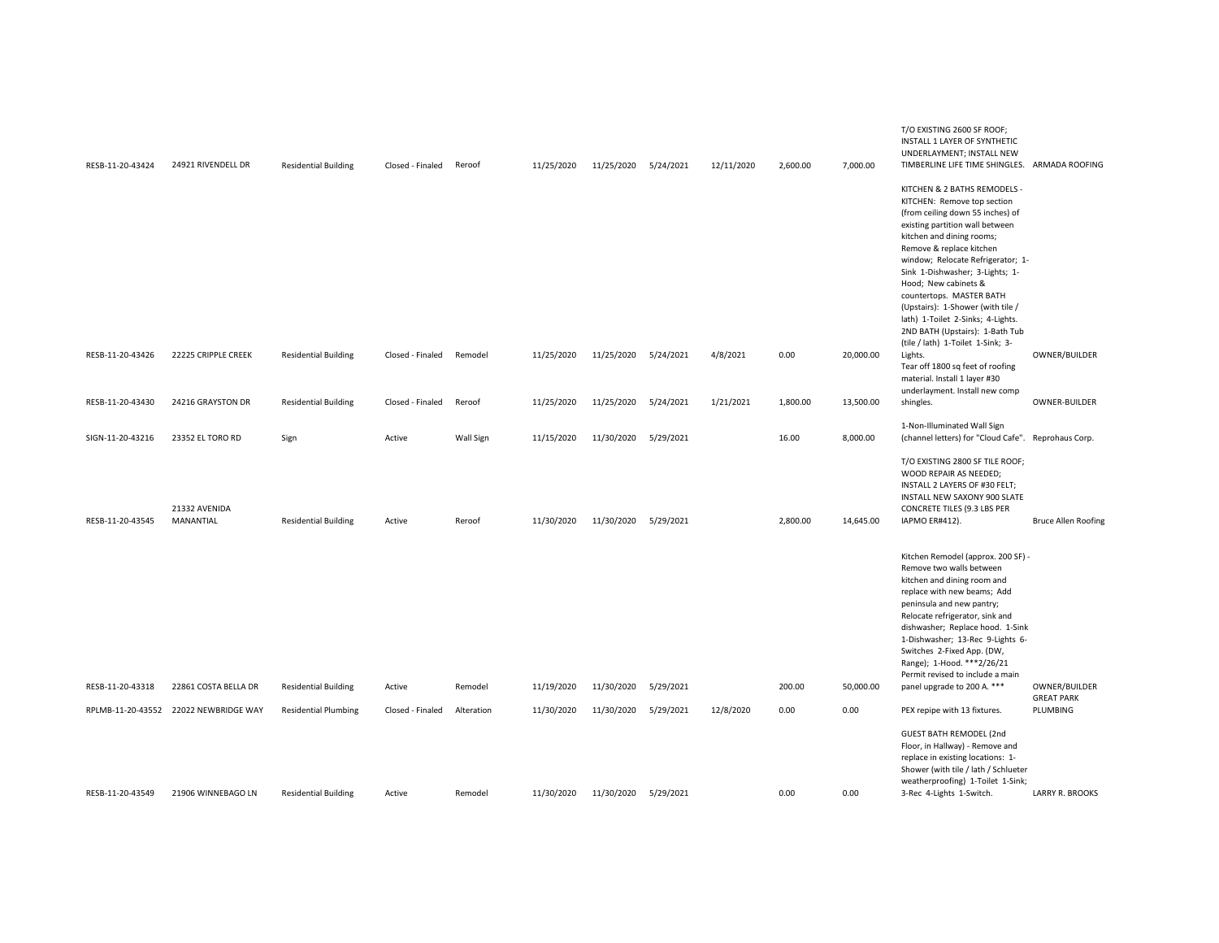| | | | | | | | | | | | | |
|---|---|---|---|---|---|---|---|---|---|---|---|---|
| RESB-11-20-43424 | 24921 RIVENDELL DR | Residential Building | Closed - Finaled | Reroof | 11/25/2020 | 11/25/2020 | 5/24/2021 | 12/11/2020 | 2,600.00 | 7,000.00 | T/O EXISTING 2600 SF ROOF; INSTALL 1 LAYER OF SYNTHETIC UNDERLAYMENT; INSTALL NEW TIMBERLINE LIFE TIME SHINGLES. | ARMADA ROOFING |
| RESB-11-20-43426 | 22225 CRIPPLE CREEK | Residential Building | Closed - Finaled | Remodel | 11/25/2020 | 11/25/2020 | 5/24/2021 | 4/8/2021 | 0.00 | 20,000.00 | KITCHEN & 2 BATHS REMODELS - KITCHEN: Remove top section (from ceiling down 55 inches) of existing partition wall between kitchen and dining rooms; Remove & replace kitchen window; Relocate Refrigerator; 1-Sink 1-Dishwasher; 3-Lights; 1-Hood; New cabinets & countertops. MASTER BATH (Upstairs): 1-Shower (with tile / lath) 1-Toilet 2-Sinks; 4-Lights. 2ND BATH (Upstairs): 1-Bath Tub (tile / lath) 1-Toilet 1-Sink; 3-Lights. | OWNER/BUILDER |
| RESB-11-20-43430 | 24216 GRAYSTON DR | Residential Building | Closed - Finaled | Reroof | 11/25/2020 | 11/25/2020 | 5/24/2021 | 1/21/2021 | 1,800.00 | 13,500.00 | Tear off 1800 sq feet of roofing material. Install 1 layer #30 underlayment. Install new comp shingles. | OWNER-BUILDER |
| SIGN-11-20-43216 | 23352 EL TORO RD | Sign | Active | Wall Sign | 11/15/2020 | 11/30/2020 | 5/29/2021 | | 16.00 | 8,000.00 | 1-Non-Illuminated Wall Sign (channel letters) for "Cloud Cafe". | Reprohaus Corp. |
| RESB-11-20-43545 | 21332 AVENIDA MANANTIAL | Residential Building | Active | Reroof | 11/30/2020 | 11/30/2020 | 5/29/2021 | | 2,800.00 | 14,645.00 | T/O EXISTING 2800 SF TILE ROOF; WOOD REPAIR AS NEEDED; INSTALL 2 LAYERS OF #30 FELT; INSTALL NEW SAXONY 900 SLATE CONCRETE TILES (9.3 LBS PER IAPMO ER#412). | Bruce Allen Roofing |
| RESB-11-20-43318 | 22861 COSTA BELLA DR | Residential Building | Active | Remodel | 11/19/2020 | 11/30/2020 | 5/29/2021 | | 200.00 | 50,000.00 | Kitchen Remodel (approx. 200 SF) - Remove two walls between kitchen and dining room and replace with new beams; Add peninsula and new pantry; Relocate refrigerator, sink and dishwasher; Replace hood. 1-Sink 1-Dishwasher; 13-Rec 9-Lights 6-Switches 2-Fixed App. (DW, Range); 1-Hood. ***2/26/21 Permit revised to include a main panel upgrade to 200 A. *** | OWNER/BUILDER |
| RPLMB-11-20-43552 | 22022 NEWBRIDGE WAY | Residential Plumbing | Closed - Finaled | Alteration | 11/30/2020 | 11/30/2020 | 5/29/2021 | 12/8/2020 | 0.00 | 0.00 | PEX repipe with 13 fixtures. | GREAT PARK PLUMBING |
| RESB-11-20-43549 | 21906 WINNEBAGO LN | Residential Building | Active | Remodel | 11/30/2020 | 11/30/2020 | 5/29/2021 | | 0.00 | 0.00 | GUEST BATH REMODEL (2nd Floor, in Hallway) - Remove and replace in existing locations: 1-Shower (with tile / lath / Schlueter weatherproofing) 1-Toilet 1-Sink; 3-Rec 4-Lights 1-Switch. | LARRY R. BROOKS |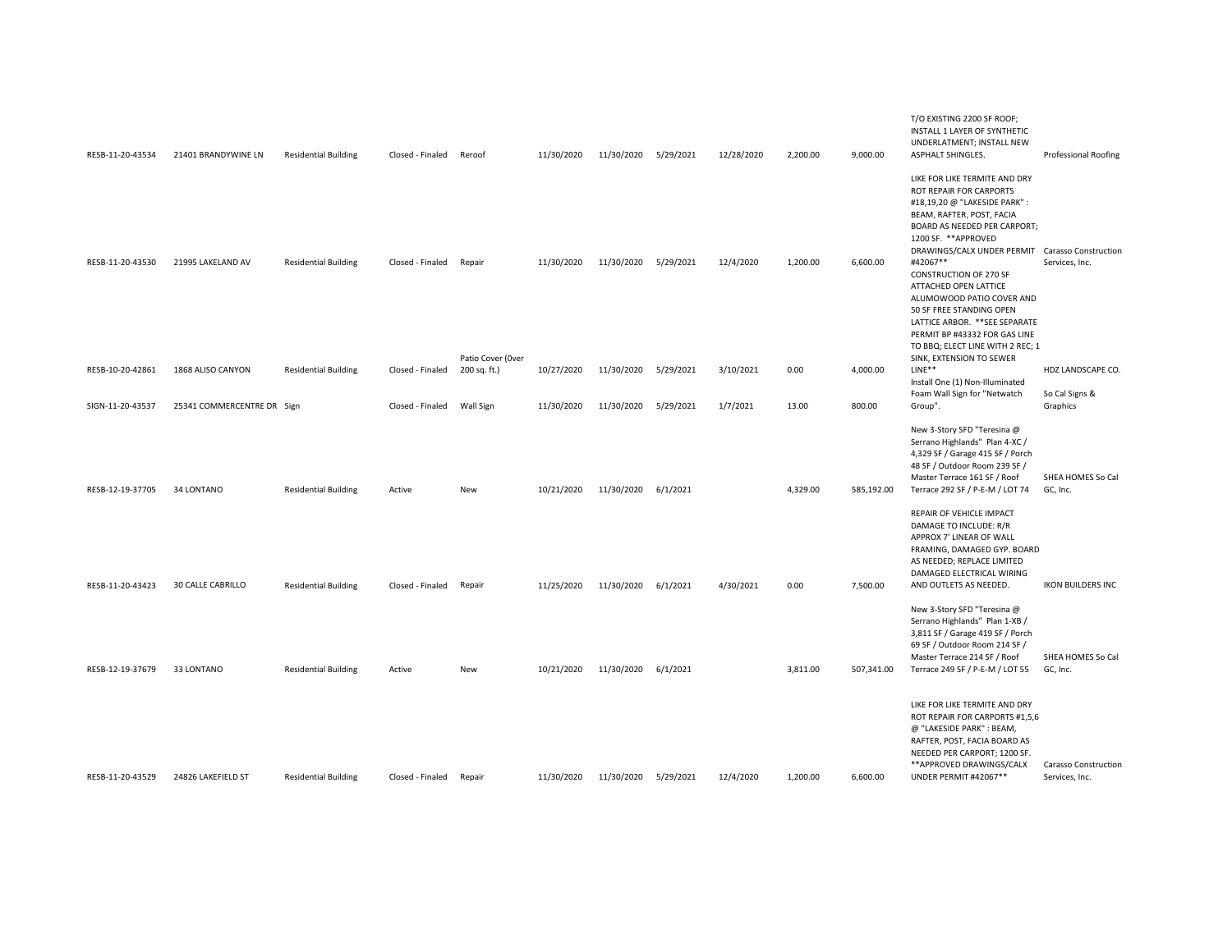| | | | | | | | | | | | | |
|---|---|---|---|---|---|---|---|---|---|---|---|---|
| RESB-11-20-43534 | 21401 BRANDYWINE LN | Residential Building | Closed - Finaled | Reroof | 11/30/2020 | 11/30/2020 | 5/29/2021 | 12/28/2020 | 2,200.00 | 9,000.00 | T/O EXISTING 2200 SF ROOF; INSTALL 1 LAYER OF SYNTHETIC UNDERLATMENT; INSTALL NEW ASPHALT SHINGLES. | Professional Roofing |
| RESB-11-20-43530 | 21995 LAKELAND AV | Residential Building | Closed - Finaled | Repair | 11/30/2020 | 11/30/2020 | 5/29/2021 | 12/4/2020 | 1,200.00 | 6,600.00 | LIKE FOR LIKE TERMITE AND DRY ROT REPAIR FOR CARPORTS #18,19,20 @ "LAKESIDE PARK" : BEAM, RAFTER, POST, FACIA BOARD AS NEEDED PER CARPORT; 1200 SF. **APPROVED DRAWINGS/CALX UNDER PERMIT #42067** | Carasso Construction Services, Inc. |
| RESB-10-20-42861 | 1868 ALISO CANYON | Residential Building | Closed - Finaled | Patio Cover (0ver 200 sq. ft.) | 10/27/2020 | 11/30/2020 | 5/29/2021 | 3/10/2021 | 0.00 | 4,000.00 | CONSTRUCTION OF 270 SF ATTACHED OPEN LATTICE ALUMOWOOD PATIO COVER AND 50 SF FREE STANDING OPEN LATTICE ARBOR. **SEE SEPARATE PERMIT BP #43332 FOR GAS LINE TO BBQ; ELECT LINE WITH 2 REC; 1 SINK, EXTENSION TO SEWER LINE** | HDZ LANDSCAPE CO. |
| SIGN-11-20-43537 | 25341 COMMERCENTRE DR | Sign | Closed - Finaled | Wall Sign | 11/30/2020 | 11/30/2020 | 5/29/2021 | 1/7/2021 | 13.00 | 800.00 | Install One (1) Non-Illuminated Foam Wall Sign for "Netwatch Group". | So Cal Signs & Graphics |
| RESB-12-19-37705 | 34 LONTANO | Residential Building | Active | New | 10/21/2020 | 11/30/2020 | 6/1/2021 | | 4,329.00 | 585,192.00 | New 3-Story SFD "Teresina @ Serrano Highlands" Plan 4-XC / 4,329 SF / Garage 415 SF / Porch 48 SF / Outdoor Room 239 SF / Master Terrace 161 SF / Roof Terrace 292 SF / P-E-M / LOT 74 | SHEA HOMES So Cal GC, Inc. |
| RESB-11-20-43423 | 30 CALLE CABRILLO | Residential Building | Closed - Finaled | Repair | 11/25/2020 | 11/30/2020 | 6/1/2021 | 4/30/2021 | 0.00 | 7,500.00 | REPAIR OF VEHICLE IMPACT DAMAGE TO INCLUDE: R/R APPROX 7' LINEAR OF WALL FRAMING, DAMAGED GYP. BOARD AS NEEDED; REPLACE LIMITED DAMAGED ELECTRICAL WIRING AND OUTLETS AS NEEDED. | IKON BUILDERS INC |
| RESB-12-19-37679 | 33 LONTANO | Residential Building | Active | New | 10/21/2020 | 11/30/2020 | 6/1/2021 | | 3,811.00 | 507,341.00 | New 3-Story SFD "Teresina @ Serrano Highlands" Plan 1-XB / 3,811 SF / Garage 419 SF / Porch 69 SF / Outdoor Room 214 SF / Master Terrace 214 SF / Roof Terrace 249 SF / P-E-M / LOT 55 | SHEA HOMES So Cal GC, Inc. |
| RESB-11-20-43529 | 24826 LAKEFIELD ST | Residential Building | Closed - Finaled | Repair | 11/30/2020 | 11/30/2020 | 5/29/2021 | 12/4/2020 | 1,200.00 | 6,600.00 | LIKE FOR LIKE TERMITE AND DRY ROT REPAIR FOR CARPORTS #1,5,6 @ "LAKESIDE PARK" : BEAM, RAFTER, POST, FACIA BOARD AS NEEDED PER CARPORT; 1200 SF. **APPROVED DRAWINGS/CALX UNDER PERMIT #42067** | Carasso Construction Services, Inc. |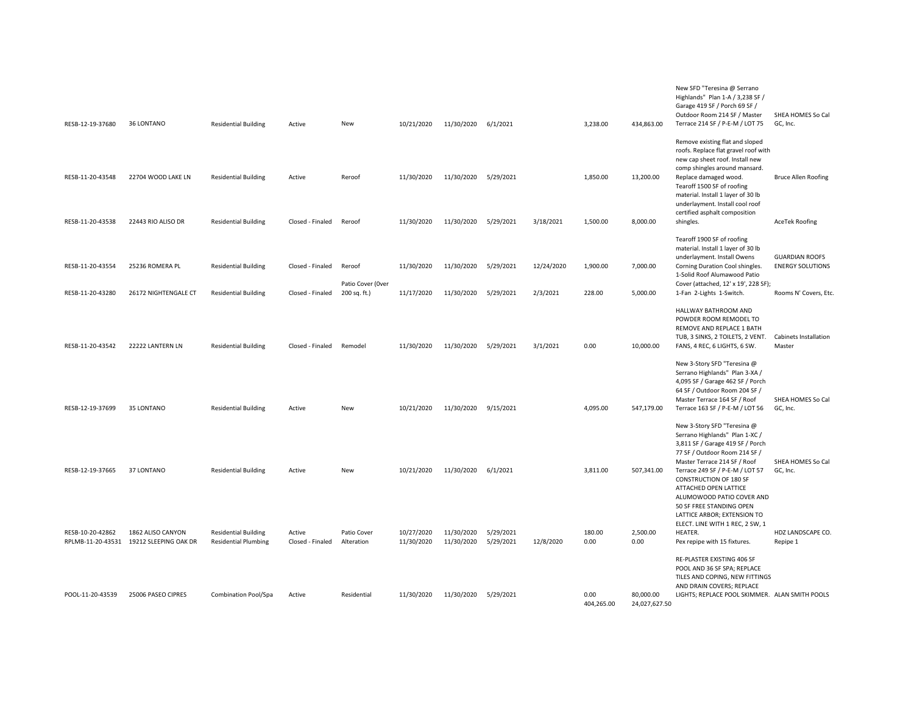| | | | | | | | | | | | | |
|---|---|---|---|---|---|---|---|---|---|---|---|---|
| RESB-12-19-37680 | 36 LONTANO | Residential Building | Active | New | 10/21/2020 | 11/30/2020 | 6/1/2021 | | 3,238.00 | 434,863.00 | New SFD "Teresina @ Serrano Highlands" Plan 1-A / 3,238 SF / Garage 419 SF / Porch 69 SF / Outdoor Room 214 SF / Master Terrace 214 SF / P-E-M / LOT 75 | SHEA HOMES So Cal GC, Inc. |
| RESB-11-20-43548 | 22704 WOOD LAKE LN | Residential Building | Active | Reroof | 11/30/2020 | 11/30/2020 | 5/29/2021 | | 1,850.00 | 13,200.00 | Remove existing flat and sloped roofs. Replace flat gravel roof with new cap sheet roof. Install new comp shingles around mansard. Replace damaged wood. | Bruce Allen Roofing |
| RESB-11-20-43538 | 22443 RIO ALISO DR | Residential Building | Closed - Finaled | Reroof | 11/30/2020 | 11/30/2020 | 5/29/2021 | 3/18/2021 | 1,500.00 | 8,000.00 | Tearoff 1500 SF of roofing material. Install 1 layer of 30 lb underlayment. Install cool roof certified asphalt composition shingles. | AceTek Roofing |
| RESB-11-20-43554 | 25236 ROMERA PL | Residential Building | Closed - Finaled | Reroof | 11/30/2020 | 11/30/2020 | 5/29/2021 | 12/24/2020 | 1,900.00 | 7,000.00 | Tearoff 1900 SF of roofing material. Install 1 layer of 30 lb underlayment. Install Owens Corning Duration Cool shingles. | GUARDIAN ROOFS ENERGY SOLUTIONS |
| RESB-11-20-43280 | 26172 NIGHTENGALE CT | Residential Building | Closed - Finaled | Patio Cover (0ver 200 sq. ft.) | 11/17/2020 | 11/30/2020 | 5/29/2021 | 2/3/2021 | 228.00 | 5,000.00 | 1-Solid Roof Alumawood Patio Cover (attached, 12' x 19', 228 SF); 1-Fan 2-Lights 1-Switch. | Rooms N' Covers, Etc. |
| RESB-11-20-43542 | 22222 LANTERN LN | Residential Building | Closed - Finaled | Remodel | 11/30/2020 | 11/30/2020 | 5/29/2021 | 3/1/2021 | 0.00 | 10,000.00 | HALLWAY BATHROOM AND POWDER ROOM REMODEL TO REMOVE AND REPLACE 1 BATH TUB, 3 SINKS, 2 TOILETS, 2 VENT. FANS, 4 REC, 6 LIGHTS, 6 SW. | Cabinets Installation Master |
| RESB-12-19-37699 | 35 LONTANO | Residential Building | Active | New | 10/21/2020 | 11/30/2020 | 9/15/2021 | | 4,095.00 | 547,179.00 | New 3-Story SFD "Teresina @ Serrano Highlands" Plan 3-XA / 4,095 SF / Garage 462 SF / Porch 64 SF / Outdoor Room 204 SF / Master Terrace 164 SF / Roof Terrace 163 SF / P-E-M / LOT 56 | SHEA HOMES So Cal GC, Inc. |
| RESB-12-19-37665 | 37 LONTANO | Residential Building | Active | New | 10/21/2020 | 11/30/2020 | 6/1/2021 | | 3,811.00 | 507,341.00 | New 3-Story SFD "Teresina @ Serrano Highlands" Plan 1-XC / 3,811 SF / Garage 419 SF / Porch 77 SF / Outdoor Room 214 SF / Master Terrace 214 SF / Roof Terrace 249 SF / P-E-M / LOT 57 | SHEA HOMES So Cal GC, Inc. |
| RESB-10-20-42862 | 1862 ALISO CANYON | Residential Building | Active | Patio Cover | 10/27/2020 | 11/30/2020 | 5/29/2021 | | 180.00 | 2,500.00 | CONSTRUCTION OF 180 SF ATTACHED OPEN LATTICE ALUMOWOOD PATIO COVER AND 50 SF FREE STANDING OPEN LATTICE ARBOR; EXTENSION TO ELECT. LINE WITH 1 REC, 2 SW, 1 HEATER. | HDZ LANDSCAPE CO. |
| RPLMB-11-20-43531 | 19212 SLEEPING OAK DR | Residential Plumbing | Closed - Finaled | Alteration | 11/30/2020 | 11/30/2020 | 5/29/2021 | 12/8/2020 | 0.00 | 0.00 | Pex repipe with 15 fixtures. | Repipe 1 |
| POOL-11-20-43539 | 25006 PASEO CIPRES | Combination Pool/Spa | Active | Residential | 11/30/2020 | 11/30/2020 | 5/29/2021 | | 0.00 | 80,000.00 | RE-PLASTER EXISTING 406 SF POOL AND 36 SF SPA; REPLACE TILES AND COPING, NEW FITTINGS AND DRAIN COVERS; REPLACE LIGHTS; REPLACE POOL SKIMMER. | ALAN SMITH POOLS |
| | | | | | | | | | 404,265.00 | 24,027,627.50 | | |